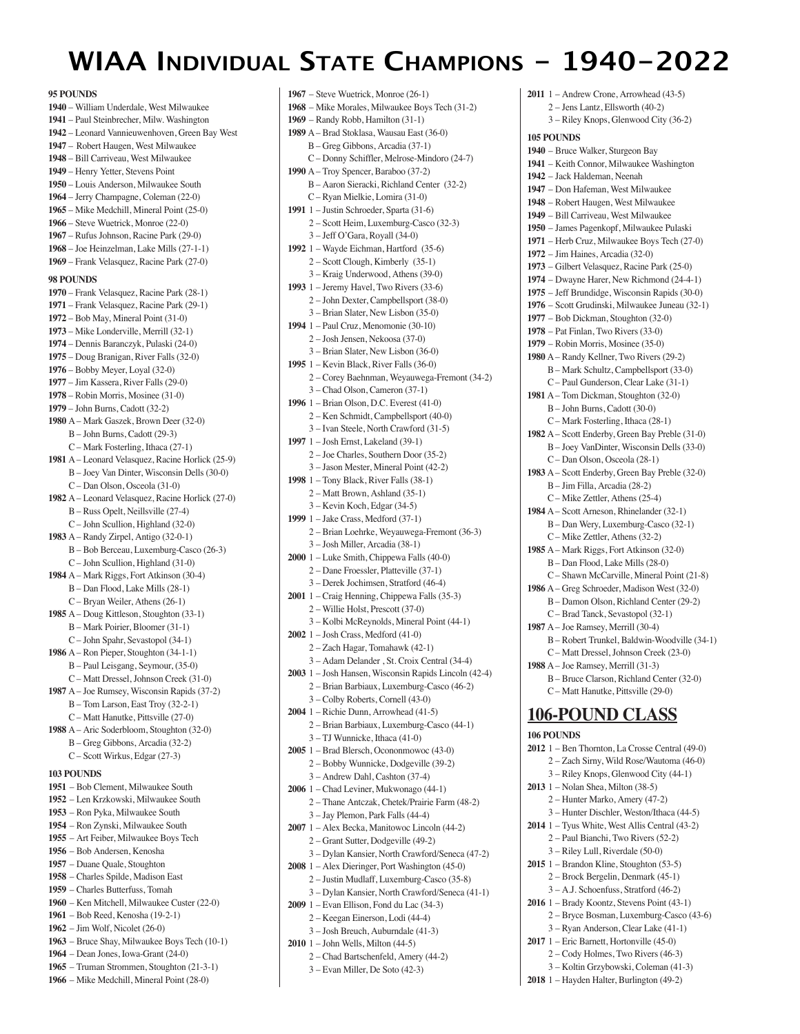# WIAA Individual State Champions – 1940-2022

**95 POUNDS**

**1940** – William Underdale, West Milwaukee
**1941** – Paul Steinbrecher, Milw. Washington
**1942** – Leonard Vannieuwenhoven, Green Bay West
**1947** – Robert Haugen, West Milwaukee
**1948** – Bill Carriveau, West Milwaukee
**1949** – Henry Yetter, Stevens Point
**1950** – Louis Anderson, Milwaukee South
**1964** – Jerry Champagne, Coleman (22-0)
**1965** – Mike Medchill, Mineral Point (25-0)
**1966** – Steve Wuetrick, Monroe (22-0)
**1967** – Rufus Johnson, Racine Park (29-0)
**1968** – Joe Heinzelman, Lake Mills (27-1-1)
**1969** – Frank Velasquez, Racine Park (27-0)

**98 POUNDS**

**1970** – Frank Velasquez, Racine Park (28-1)
**1971** – Frank Velasquez, Racine Park (29-1)
**1972** – Bob May, Mineral Point (31-0)
**1973** – Mike Londerville, Merrill (32-1)
**1974** – Dennis Baranczyk, Pulaski (24-0)
**1975** – Doug Branigan, River Falls (32-0)
**1976** – Bobby Meyer, Loyal (32-0)
**1977** – Jim Kassera, River Falls (29-0)
**1978** – Robin Morris, Mosinee (31-0)
**1979** – John Burns, Cadott (32-2)
**1980** A – Mark Gaszek, Brown Deer (32-0)
B – John Burns, Cadott (29-3)
C – Mark Fosterling, Ithaca (27-1)
**1981** A – Leonard Velasquez, Racine Horlick (25-9)
B – Joey Van Dinter, Wisconsin Dells (30-0)
C – Dan Olson, Osceola (31-0)
**1982** A – Leonard Velasquez, Racine Horlick (27-0)
B – Russ Opelt, Neillsville (27-4)
C – John Scullion, Highland (32-0)
**1983** A – Randy Zirpel, Antigo (32-0-1)
B – Bob Berceau, Luxemburg-Casco (26-3)
C – John Scullion, Highland (31-0)
**1984** A – Mark Riggs, Fort Atkinson (30-4)
B – Dan Flood, Lake Mills (28-1)
C – Bryan Weiler, Athens (26-1)
**1985** A – Doug Kittleson, Stoughton (33-1)
B – Mark Poirier, Bloomer (31-1)
C – John Spahr, Sevastopol (34-1)
**1986** A – Ron Pieper, Stoughton (34-1-1)
B – Paul Leisgang, Seymour, (35-0)
C – Matt Dressel, Johnson Creek (31-0)
**1987** A – Joe Rumsey, Wisconsin Rapids (37-2)
B – Tom Larson, East Troy (32-2-1)
C – Matt Hanutke, Pittsville (27-0)
**1988** A – Aric Soderbloom, Stoughton (32-0)
B – Greg Gibbons, Arcadia (32-2)
C – Scott Wirkus, Edgar (27-3)

**103 POUNDS**

**1951** – Bob Clement, Milwaukee South
**1952** – Len Krzkowski, Milwaukee South
**1953** – Ron Pyka, Milwaukee South
**1954** – Ron Zynski, Milwaukee South
**1955** – Art Feiber, Milwaukee Boys Tech
**1956** – Bob Andersen, Kenosha
**1957** – Duane Quale, Stoughton
**1958** – Charles Spilde, Madison East
**1959** – Charles Butterfuss, Tomah
**1960** – Ken Mitchell, Milwaukee Custer (22-0)
**1961** – Bob Reed, Kenosha (19-2-1)
**1962** – Jim Wolf, Nicolet (26-0)
**1963** – Bruce Shay, Milwaukee Boys Tech (10-1)
**1964** – Dean Jones, Iowa-Grant (24-0)
**1965** – Truman Strommen, Stoughton (21-3-1)
**1966** – Mike Medchill, Mineral Point (28-0)
**1967** – Steve Wuetrick, Monroe (26-1)
**1968** – Mike Morales, Milwaukee Boys Tech (31-2)
**1969** – Randy Robb, Hamilton (31-1)
**1989** A – Brad Stoklasa, Wausau East (36-0)
B – Greg Gibbons, Arcadia (37-1)
C – Donny Schiffler, Melrose-Mindoro (24-7)
**1990** A – Troy Spencer, Baraboo (37-2)
B – Aaron Sieracki, Richland Center (32-2)
C – Ryan Mielkie, Lomira (31-0)
**1991** 1 – Justin Schroeder, Sparta (31-6)
2 – Scott Heim, Luxemburg-Casco (32-3)
3 – Jeff O'Gara, Royall (34-0)
**1992** 1 – Wayde Eichman, Hartford (35-6)
2 – Scott Clough, Kimberly (35-1)
3 – Kraig Underwood, Athens (39-0)
**1993** 1 – Jeremy Havel, Two Rivers (33-6)
2 – John Dexter, Campbellsport (38-0)
3 – Brian Slater, New Lisbon (35-0)
**1994** 1 – Paul Cruz, Menomonie (30-10)
2 – Josh Jensen, Nekoosa (37-0)
3 – Brian Slater, New Lisbon (36-0)
**1995** 1 – Kevin Black, River Falls (36-0)
2 – Corey Baehnman, Weyauwega-Fremont (34-2)
3 – Chad Olson, Cameron (37-1)
**1996** 1 – Brian Olson, D.C. Everest (41-0)
2 – Ken Schmidt, Campbellsport (40-0)
3 – Ivan Steele, North Crawford (31-5)
**1997** 1 – Josh Ernst, Lakeland (39-1)
2 – Joe Charles, Southern Door (35-2)
3 – Jason Mester, Mineral Point (42-2)
**1998** 1 – Tony Black, River Falls (38-1)
2 – Matt Brown, Ashland (35-1)
3 – Kevin Koch, Edgar (34-5)
**1999** 1 – Jake Crass, Medford (37-1)
2 – Brian Loehrke, Weyauwega-Fremont (36-3)
3 – Josh Miller, Arcadia (38-1)
**2000** 1 – Luke Smith, Chippewa Falls (40-0)
2 – Dane Froessler, Platteville (37-1)
3 – Derek Jochimsen, Stratford (46-4)
**2001** 1 – Craig Henning, Chippewa Falls (35-3)
2 – Willie Holst, Prescott (37-0)
3 – Kolbi McReynolds, Mineral Point (44-1)
**2002** 1 – Josh Crass, Medford (41-0)
2 – Zach Hagar, Tomahawk (42-1)
3 – Adam Delander , St. Croix Central (34-4)
**2003** 1 – Josh Hansen, Wisconsin Rapids Lincoln (42-4)
2 – Brian Barbiaux, Luxemburg-Casco (46-2)
3 – Colby Roberts, Cornell (43-0)
**2004** 1 – Richie Dunn, Arrowhead (41-5)
2 – Brian Barbiaux, Luxemburg-Casco (44-1)
3 – TJ Wunnicke, Ithaca (41-0)
**2005** 1 – Brad Blersch, Oconomowoc (43-0)
2 – Bobby Wunnicke, Dodgeville (39-2)
3 – Andrew Dahl, Cashton (37-4)
**2006** 1 – Chad Leviner, Mukwonago (44-1)
2 – Thane Antczak, Chetek/Prairie Farm (48-2)
3 – Jay Plemon, Park Falls (44-4)
**2007** 1 – Alex Becka, Manitowoc Lincoln (44-2)
2 – Grant Sutter, Dodgeville (49-2)
3 – Dylan Kansier, North Crawford/Seneca (47-2)
**2008** 1 – Alex Dieringer, Port Washington (45-0)
2 – Justin Mudlaff, Luxemburg-Casco (35-8)
3 – Dylan Kansier, North Crawford/Seneca (41-1)
**2009** 1 – Evan Ellison, Fond du Lac (34-3)
2 – Keegan Einerson, Lodi (44-4)
3 – Josh Breuch, Auburndale (41-3)
**2010** 1 – John Wells, Milton (44-5)
2 – Chad Bartschenfeld, Amery (44-2)
3 – Evan Miller, De Soto (42-3)
**2011** 1 – Andrew Crone, Arrowhead (43-5)
2 – Jens Lantz, Ellsworth (40-2)
3 – Riley Knops, Glenwood City (36-2)

**105 POUNDS**

**1940** – Bruce Walker, Sturgeon Bay
**1941** – Keith Connor, Milwaukee Washington
**1942** – Jack Haldeman, Neenah
**1947** – Don Hafeman, West Milwaukee
**1948** – Robert Haugen, West Milwaukee
**1949** – Bill Carriveau, West Milwaukee
**1950** – James Pagenkopf, Milwaukee Pulaski
**1971** – Herb Cruz, Milwaukee Boys Tech (27-0)
**1972** – Jim Haines, Arcadia (32-0)
**1973** – Gilbert Velasquez, Racine Park (25-0)
**1974** – Dwayne Harer, New Richmond (24-4-1)
**1975** – Jeff Brundidge, Wisconsin Rapids (30-0)
**1976** – Scott Grudinski, Milwaukee Juneau (32-1)
**1977** – Bob Dickman, Stoughton (32-0)
**1978** – Pat Finlan, Two Rivers (33-0)
**1979** – Robin Morris, Mosinee (35-0)
**1980** A – Randy Kellner, Two Rivers (29-2)
B – Mark Schultz, Campbellsport (33-0)
C – Paul Gunderson, Clear Lake (31-1)
**1981** A – Tom Dickman, Stoughton (32-0)
B – John Burns, Cadott (30-0)
C – Mark Fosterling, Ithaca (28-1)
**1982** A – Scott Enderby, Green Bay Preble (31-0)
B – Joey VanDinter, Wisconsin Dells (33-0)
C – Dan Olson, Osceola (28-1)
**1983** A – Scott Enderby, Green Bay Preble (32-0)
B – Jim Filla, Arcadia (28-2)
C – Mike Zettler, Athens (25-4)
**1984** A – Scott Arneson, Rhinelander (32-1)
B – Dan Wery, Luxemburg-Casco (32-1)
C – Mike Zettler, Athens (32-2)
**1985** A – Mark Riggs, Fort Atkinson (32-0)
B – Dan Flood, Lake Mills (28-0)
C – Shawn McCarville, Mineral Point (21-8)
**1986** A – Greg Schroeder, Madison West (32-0)
B – Damon Olson, Richland Center (29-2)
C – Brad Tanck, Sevastopol (32-1)
**1987** A – Joe Ramsey, Merrill (30-4)
B – Robert Trunkel, Baldwin-Woodville (34-1)
C – Matt Dressel, Johnson Creek (23-0)
**1988** A – Joe Ramsey, Merrill (31-3)
B – Bruce Clarson, Richland Center (32-0)
C – Matt Hanutke, Pittsville (29-0)

## 106-POUND CLASS

**106 POUNDS**

**2012** 1 – Ben Thornton, La Crosse Central (49-0)
2 – Zach Sirny, Wild Rose/Wautoma (46-0)
3 – Riley Knops, Glenwood City (44-1)
**2013** 1 – Nolan Shea, Milton (38-5)
2 – Hunter Marko, Amery (47-2)
3 – Hunter Dischler, Weston/Ithaca (44-5)
**2014** 1 – Tyus White, West Allis Central (43-2)
2 – Paul Bianchi, Two Rivers (52-2)
3 – Riley Lull, Riverdale (50-0)
**2015** 1 – Brandon Kline, Stoughton (53-5)
2 – Brock Bergelin, Denmark (45-1)
3 – A.J. Schoenfuss, Stratford (46-2)
**2016** 1 – Brady Koontz, Stevens Point (43-1)
2 – Bryce Bosman, Luxemburg-Casco (43-6)
3 – Ryan Anderson, Clear Lake (41-1)
**2017** 1 – Eric Barnett, Hortonville (45-0)
2 – Cody Holmes, Two Rivers (46-3)
3 – Koltin Grzybowski, Coleman (41-3)
**2018** 1 – Hayden Halter, Burlington (49-2)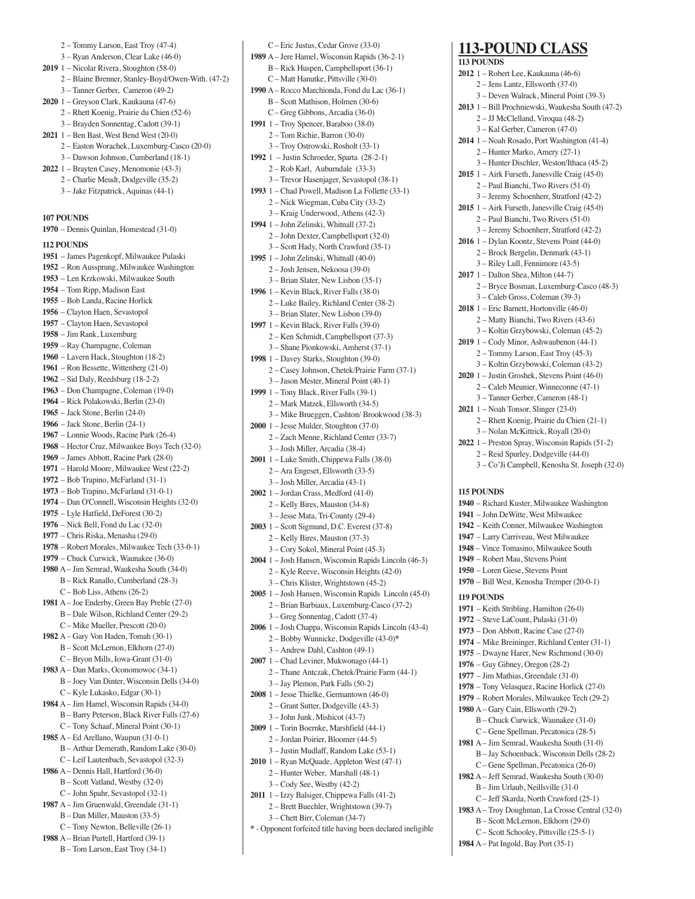2 – Tommy Larson, East Troy (47-4)
3 – Ryan Anderson, Clear Lake (46-0)

**2019** 1 – Nicolar Rivera, Stoughton (58-0)
2 – Blaine Brenner, Stanley-Boyd/Owen-With. (47-2)
3 – Tanner Gerber, Cameron (49-2)

**2020** 1 – Greyson Clark, Kaukauna (47-6)
2 – Rhett Koenig, Prairie du Chien (52-6)
3 – Brayden Sonnentag, Cadott (39-1)

**2021** 1 – Ben Bast, West Bend West (20-0)
2 – Easton Worachek, Luxemburg-Casco (20-0)
3 – Dawson Johnson, Cumberland (18-1)

**2022** 1 – Brayten Casey, Menomonie (43-3)
2 – Charlie Meudt, Dodgeville (35-2)
3 – Jake Fitzpatrick, Aquinas (44-1)

**107 POUNDS**

**1970** – Dennis Quinlan, Homestead (31-0)

**112 POUNDS**

**1951** – James Pagenkopf, Milwaukee Pulaski
**1952** – Ron Aussprung, Milwaukee Washington
**1953** – Len Krzkowski, Milwaukee South
**1954** – Tom Ripp, Madison East
**1955** – Bob Landa, Racine Horlick
**1956** – Clayton Haen, Sevastopol
**1957** – Clayton Haen, Sevastopol
**1958** – Jim Rank, Luxemburg
**1959** – Ray Champagne, Coleman
**1960** – Lavern Hack, Stoughton (18-2)
**1961** – Ron Bessette, Wittenberg (21-0)
**1962** – Sid Daly, Reedsburg (18-2-2)
**1963** – Don Champagne, Coleman (19-0)
**1964** – Rick Polakowski, Berlin (23-0)
**1965** – Jack Stone, Berlin (24-0)
**1966** – Jack Stone, Berlin (24-1)
**1967** – Lonnie Woods, Racine Park (26-4)
**1968** – Hector Cruz, Milwaukee Boys Tech (32-0)
**1969** – James Abbott, Racine Park (28-0)
**1971** – Harold Moore, Milwaukee West (22-2)
**1972** – Bob Trapino, McFarland (31-1)
**1973** – Bob Trapino, McFarland (31-0-1)
**1974** – Dan O'Connell, Wisconsin Heights (32-0)
**1975** – Lyle Hatfield, DeForest (30-2)
**1976** – Nick Bell, Fond du Lac (32-0)
**1977** – Chris Riska, Menasha (29-0)
**1978** – Robert Morales, Milwaukee Tech (33-0-1)
**1979** – Chuck Curwick, Waunakee (36-0)

**1980** A – Jim Semrad, Waukesha South (34-0)
B – Rick Ranallo, Cumberland (28-3)
C – Bob Liss, Athens (26-2)

**1981** A – Joe Enderby, Green Bay Preble (27-0)
B – Dale Wilson, Richland Center (29-2)
C – Mike Mueller, Prescott (20-0)

**1982** A – Gary Von Haden, Tomah (30-1)
B – Scott McLernon, Elkhorn (27-0)
C – Bryon Mills, Iowa-Grant (31-0)

**1983** A – Dan Marks, Oconomowoc (34-1)
B – Joey Van Dinter, Wisconsin Dells (34-0)
C – Kyle Lukasko, Edgar (30-1)

**1984** A – Jim Hamel, Wisconsin Rapids (34-0)
B – Barry Peterson, Black River Falls (27-6)
C – Tony Schaaf, Mineral Point (30-1)

**1985** A – Ed Arellano, Waupun (31-0-1)
B – Arthur Demerath, Random Lake (30-0)
C – Leif Lautenbach, Sevastopol (32-3)

**1986** A – Dennis Hall, Hartford (36-0)
B – Scott Vatland, Westby (32-0)
C – John Spahr, Sevastopol (32-1)

**1987** A – Jim Gruenwald, Greendale (31-1)
B – Dan Miller, Mauston (33-5)
C – Tony Newton, Belleville (26-1)

**1988** A – Brian Purtell, Hartford (39-1)
B – Tom Larson, East Troy (34-1)
C – Eric Justus, Cedar Grove (33-0)

**1989** A – Jere Hamel, Wisconsin Rapids (36-2-1)
B – Rick Huspen, Campbellsport (36-1)
C – Matt Hanutke, Pittsville (30-0)

**1990** A – Rocco Marchionda, Fond du Lac (36-1)
B – Scott Mathison, Holmen (30-6)
C – Greg Gibbons, Arcadia (36-0)

**1991** 1 – Troy Spencer, Baraboo (38-0)
2 – Tom Richie, Barron (30-0)
3 – Troy Ostrowski, Rosholt (33-1)

**1992** 1 – Justin Schroeder, Sparta (28-2-1)
2 – Rob Karl, Auburndale (33-3)
3 – Trevor Hasenjager, Sevastopol (38-1)

**1993** 1 – Chad Powell, Madison La Follette (33-1)
2 – Nick Wiegman, Cuba City (33-2)
3 – Kraig Underwood, Athens (42-3)

**1994** 1 – John Zelinski, Whitnall (37-2)
2 – John Dexter, Campbellsport (32-0)
3 – Scott Hady, North Crawford (35-1)

**1995** 1 – John Zelinski, Whitnall (40-0)
2 – Josh Jensen, Nekoosa (39-0)
3 – Brian Slater, New Lisbon (35-1)

**1996** 1 – Kevin Black, River Falls (38-0)
2 – Luke Bailey, Richland Center (38-2)
3 – Brian Slater, New Lisbon (39-0)

**1997** 1 – Kevin Black, River Falls (39-0)
2 – Ken Schmidt, Campbellsport (37-3)
3 – Shane Pionkowski, Amherst (37-1)

**1998** 1 – Davey Starks, Stoughton (39-0)
2 – Casey Johnson, Chetek/Prairie Farm (37-1)
3 – Jason Mester, Mineral Point (40-1)

**1999** 1 – Tony Black, River Falls (39-1)
2 – Mark Matzek, Ellsworth (34-5)
3 – Mike Brueggen, Cashton/ Brookwood (38-3)

**2000** 1 – Jesse Mulder, Stoughton (37-0)
2 – Zach Menne, Richland Center (33-7)
3 – Josh Miller, Arcadia (38-4)

**2001** 1 – Luke Smith, Chippewa Falls (38-0)
2 – Ara Engeset, Ellsworth (33-5)
3 – Josh Miller, Arcadia (43-1)

**2002** 1 – Jordan Crass, Medford (41-0)
2 – Kelly Bires, Mauston (34-8)
3 – Jesse Mata, Tri-County (29-4)

**2003** 1 – Scott Sigmund, D.C. Everest (37-8)
2 – Kelly Bires, Mauston (37-3)
3 – Cory Sokol, Mineral Point (45-3)

**2004** 1 – Josh Hansen, Wisconsin Rapids Lincoln (46-3)
2 – Kyle Reeve, Wisconsin Heights (42-0)
3 – Chris Klister, Wrightstown (45-2)

**2005** 1 – Josh Hansen, Wisconsin Rapids Lincoln (45-0)
2 – Brian Barbiaux, Luxemburg-Casco (37-2)
3 – Greg Sonnentag, Cadott (37-4)

**2006** 1 – Josh Chappa, Wisconsin Rapids Lincoln (43-4)
2 – Bobby Wunnicke, Dodgeville (43-0)*
3 – Andrew Dahl, Cashton (49-1)

**2007** 1 – Chad Leviner, Mukwonago (44-1)
2 – Thane Antczak, Chetek/Prairie Farm (44-1)
3 – Jay Plemon, Park Falls (50-2)

**2008** 1 – Jesse Thielke, Germantown (46-0)
2 – Grant Sutter, Dodgeville (43-3)
3 – John Junk, Mishicot (43-7)

**2009** 1 – Torin Boernke, Marshfield (44-1)
2 – Jordan Poirier, Bloomer (44-5)
3 – Justin Mudlaff, Random Lake (53-1)

**2010** 1 – Ryan McQuade, Appleton West (47-1)
2 – Hunter Weber, Marshall (48-1)
3 – Cody See, Westby (42-2)

**2011** 1 – Izzy Balsiger, Chippewa Falls (41-2)
2 – Brett Buechler, Wrightstown (39-7)
3 – Chett Birr, Coleman (34-7)

* - Opponent forfeited title having been declared ineligible

# 113-POUND CLASS

**113 POUNDS**

**2012** 1 – Robert Lee, Kaukauna (46-6)
2 – Jens Lantz, Ellsworth (37-0)
3 – Deven Walrack, Mineral Point (39-3)

**2013** 1 – Bill Prochniewski, Waukesha South (47-2)
2 – JJ McClelland, Viroqua (48-2)
3 – Kal Gerber, Cameron (47-0)

**2014** 1 – Noah Rosado, Port Washington (41-4)
2 – Hunter Marko, Amery (27-1)
3 – Hunter Dischler, Weston/Ithaca (45-2)

**2015** 1 – Airk Furseth, Janesville Craig (45-0)
2 – Paul Bianchi, Two Rivers (51-0)
3 – Jeremy Schoenherr, Stratford (42-2)

**2015** 1 – Airk Furseth, Janesville Craig (45-0)
2 – Paul Bianchi, Two Rivers (51-0)
3 – Jeremy Schoenherr, Stratford (42-2)

**2016** 1 – Dylan Koontz, Stevens Point (44-0)
2 – Brock Bergelin, Denmark (43-1)
3 – Riley Lull, Fennimore (43-5)

**2017** 1 – Dalton Shea, Milton (44-7)
2 – Bryce Bosman, Luxemburg-Casco (48-3)
3 – Caleb Gross, Coleman (39-3)

**2018** 1 – Eric Barnett, Hortonville (46-0)
2 – Matty Bianchi, Two Rivers (43-6)
3 – Koltin Grzybowski, Coleman (45-2)

**2019** 1 – Cody Minor, Ashwaubenon (44-1)
2 – Tommy Larson, East Troy (45-3)
3 – Koltin Grzybowski, Coleman (43-2)

**2020** 1 – Justin Groshek, Stevens Point (46-0)
2 – Caleb Meunier, Winneconne (47-1)
3 – Tanner Gerber, Cameron (48-1)

**2021** 1 – Noah Tonsor, Slinger (23-0)
2 – Rhett Koenig, Prairie du Chien (21-1)
3 – Nolan McKittrick, Royall (20-0)

**2022** 1 – Preston Spray, Wisconsin Rapids (51-2)
2 – Reid Spurley, Dodgeville (44-0)
3 – Co'Ji Campbell, Kenosha St. Joseph (32-0)

**115 POUNDS**

**1940** – Richard Kuster, Milwaukee Washington
**1941** – John DeWitte, West Milwaukee
**1942** – Keith Conner, Milwaukee Washington
**1947** – Larry Carriveau, West Milwaukee
**1948** – Vince Tomasino, Milwaukee South
**1949** – Robert Mau, Stevens Point
**1950** – Loren Giese, Stevens Point
**1970** – Bill West, Kenosha Tremper (20-0-1)

**119 POUNDS**

**1971** – Keith Stribling, Hamilton (26-0)
**1972** – Steve LaCount, Pulaski (31-0)
**1973** – Don Abbott, Racine Case (27-0)
**1974** – Mike Breininger, Richland Center (31-1)
**1975** – Dwayne Harer, New Richmond (30-0)
**1976** – Guy Gibney, Oregon (28-2)
**1977** – Jim Mathias, Greendale (31-0)
**1978** – Tony Velasquez, Racine Horlick (27-0)
**1979** – Robert Morales, Milwaukee Tech (29-2)

**1980** A – Gary Cain, Ellsworth (29-2)
B – Chuck Curwick, Waunakee (31-0)
C – Gene Spellman, Pecatonica (28-5)

**1981** A – Jim Semrad, Waukesha South (31-0)
B – Jay Schoenback, Wisconsin Dells (28-2)
C – Gene Spellman, Pecatonica (26-0)

**1982** A – Jeff Semrad, Waukesha South (30-0)
B – Jim Urlaub, Neillsville (31-0
C – Jeff Skarda, North Crawford (25-1)

**1983** A – Troy Doughman, La Crosse Central (32-0)
B – Scott McLernon, Elkhorn (29-0)
C – Scott Schooley, Pittsville (25-5-1)

**1984** A – Pat Ingold, Bay Port (35-1)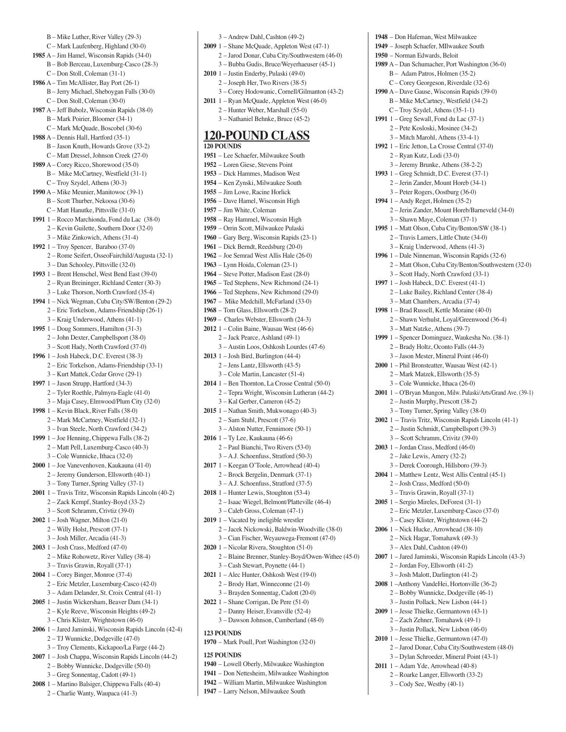B – Mike Luther, River Valley (29-3)
C – Mark Laufenberg, Highland (30-0)

**1985** A – Jim Hamel, Wisconsin Rapids (34-0)
B – Bob Berceau, Luxemburg-Casco (28-3)
C – Don Stoll, Coleman (31-1)

**1986** A – Tim McAllister, Bay Port (26-1)
B – Jerry Michael, Sheboygan Falls (30-0)
C – Don Stoll, Coleman (30-0)

**1987** A – Jeff Bubolz, Wisconsin Rapids (38-0)
B – Mark Poirier, Bloomer (34-1)
C – Mark McQuade, Boscobel (30-6)

**1988** A – Dennis Hall, Hartford (35-1)
B – Jason Knuth, Howards Grove (33-2)
C – Matt Dressel, Johnson Creek (27-0)

**1989** A – Corey Ricco, Shorewood (35-0)
B – Mike McCartney, Westfield (31-1)
C – Troy Szydel, Athens (30-3)

**1990** A – Mike Meunier, Manitowoc (39-1)
B – Scott Thurber, Nekoosa (30-6)
C – Matt Hanutke, Pittsville (31-0)

**1991** 1 – Rocco Marchionda, Fond du Lac (38-0)
2 – Kevin Guilette, Southern Door (32-0)
3 – Mike Zinkowich, Athens (31-4)

**1992** 1 – Troy Spencer, Baraboo (37-0)
2 – Rome Seifert, OsseoFairchild/Augusta (32-1)
3 – Dan Schooley, Pittsville (32-0)

**1993** 1 – Brent Henschel, West Bend East (39-0)
2 – Ryan Breininger, Richland Center (30-3)
3 – Luke Thorson, North Crawford (35-4)

**1994** 1 – Nick Wegman, Cuba City/SW/Benton (29-2)
2 – Eric Torkelson, Adams-Friendship (26-1)
3 – Kraig Underwood, Athens (41-1)

**1995** 1 – Doug Sommers, Hamilton (31-3)
2 – John Dexter, Campbellsport (38-0)
3 – Scott Hady, North Crawford (37-0)

**1996** 1 – Josh Habeck, D.C. Everest (38-3)
2 – Eric Torkelson, Adams-Friendship (33-1)
3 – Kurt Mattek, Cedar Grove (29-1)

**1997** 1 – Jason Strupp, Hartford (34-3)
2 – Tyler Roethle, Palmyra-Eagle (41-0)
3 – Maja Casey, Elmwood/Plum City (32-0)

**1998** 1 – Kevin Black, River Falls (38-0)
2 – Mark McCartney, Westfield (32-1)
3 – Ivan Steele, North Crawford (34-2)

**1999** 1 – Joe Henning, Chippewa Falls (38-2)
2 – Matt Pell, Luxemburg-Casco (40-3)
3 – Cole Wunnicke, Ithaca (32-0)

**2000** 1 – Joe Vanevenhoven, Kaukauna (41-0)
2 – Jeremy Gunderson, Ellsworth (40-1)
3 – Tony Turner, Spring Valley (37-1)

**2001** 1 – Travis Tritz, Wisconsin Rapids Lincoln (40-2)
2 – Zack Kempf, Stanley-Boyd (33-2)
3 – Scott Schramm, Crivtiz (39-0)

**2002** 1 – Josh Wagner, Milton (21-0)
2 – Willy Holst, Prescott (37-1)
3 – Josh Miller, Arcadia (41-3)

**2003** 1 – Josh Crass, Medford (47-0)
2 – Mike Rohowetz, River Valley (38-4)
3 – Travis Grawin, Royall (37-1)

**2004** 1 – Corey Binger, Monroe (37-4)
2 – Eric Metzler, Luxemburg-Casco (42-0)
3 – Adam Delander, St. Croix Central (41-1)

**2005** 1 – Justin Wickersham, Beaver Dam (34-1)
2 – Kyle Reeve, Wisconsin Heights (49-2)
3 – Chris Klister, Wrightstown (46-0)

**2006** 1 – Jared Jaminski, Wisconsin Rapids Lincoln (42-4)
2 – TJ Wunnicke, Dodgeville (47-0)
3 – Troy Clements, Kickapoo/La Farge (44-2)

**2007** 1 – Josh Chappa, Wisconsin Rapids Lincoln (44-2)
2 – Bobby Wunnicke, Dodgeville (50-0)
3 – Greg Sonnentag, Cadott (49-1)

**2008** 1 – Martino Balsiger, Chippewa Falls (40-4)
2 – Charlie Wanty, Waupaca (41-3)
3 – Andrew Dahl, Cashton (49-2)

**2009** 1 – Shane McQuade, Appleton West (47-1)
2 – Jarod Donar, Cuba City/Southwestern (46-0)
3 – Bubba Gudis, Bruce/Weyerhaeuser (45-1)

**2010** 1 – Justin Enderby, Pulaski (49-0)
2 – Joseph Her, Two Rivers (38-5)
3 – Corey Hodowanic, Cornell/Gilmanton (43-2)

**2011** 1 – Ryan McQuade, Appleton West (46-0)
2 – Hunter Weber, Marshall (55-0)
3 – Nathaniel Behnke, Bruce (45-2)

## 120-POUND CLASS

**120 POUNDS**

**1951** – Lee Schaefer, Milwaukee South
**1952** – Loren Giese, Stevens Point
**1953** – Dick Hammes, Madison West
**1954** – Ken Zynski, Milwaukee South
**1955** – Jim Lowe, Racine Horlick
**1956** – Dave Hamel, Wisconsin High
**1957** – Jim White, Coleman
**1958** – Ray Hammel, Wisconsin High
**1959** – Orrin Scott, Milwaukee Pulaski
**1960** – Gary Berg, Wisconsin Rapids (23-1)
**1961** – Dick Berndt, Reedsburg (20-0)
**1962** – Joe Semrad West Allis Hale (26-0)
**1963** – Lynn Hoida, Coleman (23-1)
**1964** – Steve Potter, Madison East (28-0)
**1965** – Ted Stephens, New Richmond (24-1)
**1966** – Ted Stephens, New Richmond (29-0)
**1967** – Mike Medchill, McFarland (33-0)
**1968** – Tom Glass, Ellsworth (28-2)
**1969** – Charles Webster, Ellsworth (24-3)

**2012** 1 – Colin Baine, Wausau West (46-6)
2 – Jack Pearce, Ashland (49-1)
3 – Austin Loos, Oshkosh Lourdes (47-6)

**2013** 1 – Josh Bird, Burlington (44-4)
2 – Jens Lantz, Ellsworth (43-5)
3 – Cole Martin, Lancaster (51-4)

**2014** 1 – Ben Thornton, La Crosse Central (50-0)
2 – Tepra Wright, Wisconsin Lutheran (44-2)
3 – Kal Gerber, Cameron (45-2)

**2015** 1 – Nathan Smith, Mukwonago (40-3)
2 – Sam Stuhl, Prescott (37-6)
3 – Alston Nutter, Fennimore (50-1)

**2016** 1 – Ty Lee, Kaukauna (46-6)
2 – Paul Bianchi, Two Rivers (53-0)
3 – A.J. Schoenfuss, Stratford (50-3)

**2017** 1 – Keegan O'Toole, Arrowhead (40-4)
2 – Brock Bergelin, Denmark (37-1)
3 – A.J. Schoenfuss, Stratford (37-5)

**2018** 1 – Hunter Lewis, Stoughton (53-4)
2 – Isaac Wiegel, Belmont/Platteville (46-4)
3 – Caleb Gross, Coleman (47-1)

**2019** 1 – Vacated by ineligible wrestler
2 – Jacek Nickowski, Baldwin-Woodville (38-0)
3 – Cian Fischer, Weyauwega-Fremont (47-0)

**2020** 1 – Nicolar Rivera, Stoughton (51-0)
2 – Blaine Brenner, Stanley-Boyd/Owen-Withee (45-0)
3 – Cash Stewart, Poynette (44-1)

**2021** 1 – Alec Hunter, Oshkosh West (19-0)
2 – Brody Hart, Winneconne (21-0)
3 – Brayden Sonnentag, Cadott (20-0)

**2022** 1 – Shane Corrigan, De Pere (51-0)
2 – Danny Heiser, Evansville (52-4)
3 – Dawson Johnson, Cumberland (48-0)

**123 POUNDS**

**1970** – Mark Poull, Port Washington (32-0)

**125 POUNDS**

**1940** – Lowell Oberly, Milwaukee Washington
**1941** – Don Nettesheim, Milwaukee Washington
**1942** – William Martin, Milwaukee Washington
**1947** – Larry Nelson, Milwaukee South
**1948** – Don Hafeman, West Milwaukee
**1949** – Joseph Schaefer, MIlwaukee South
**1950** – Norman Edwards, Beloit

**1989** A – Dan Schumacher, Port Washington (36-0)
B – Adam Patros, Holmen (35-2)
C – Corey Georgeson, Riverdale (32-6)

**1990** A – Dave Gause, Wisconsin Rapids (39-0)
B – Mike McCartney, Westfield (34-2)
C – Troy Szydel, Athens (35-1-1)

**1991** 1 – Greg Sewall, Fond du Lac (37-1)
2 – Pete Kosloski, Mosinee (34-2)
3 – Mitch Marohl, Athens (33-4-1)

**1992** 1 – Eric Jetton, La Crosse Central (37-0)
2 – Ryan Kutz, Lodi (33-0)
3 – Jeremy Brunke, Athens (38-2-2)

**1993** 1 – Greg Schmidt, D.C. Everest (37-1)
2 – Jerin Zander, Mount Horeb (34-1)
3 – Peter Rogers, Oostburg (36-0)

**1994** 1 – Andy Reget, Holmen (35-2)
2 – Jerin Zander, Mount Horeb/Barneveld (34-0)
3 – Shawn Maye, Coleman (37-1)

**1995** 1 – Matt Olson, Cuba City/Benton/SW (38-1)
2 – Travis Lamers, Little Chute (34-0)
3 – Kraig Underwood, Athens (41-3)

**1996** 1 – Dale Ninneman, Wisconsin Rapids (32-6)
2 – Matt Olson, Cuba City/Benton/Southwestern (32-0)
3 – Scott Hady, North Crawford (33-1)

**1997** 1 – Josh Habeck, D.C. Everest (41-1)
2 – Luke Bailey, Richland Center (38-4)
3 – Matt Chambers, Arcadia (37-4)

**1998** 1 – Brad Russell, Kettle Moraine (40-0)
2 – Shawn Verhulst, Loyal/Greenwood (36-4)
3 – Matt Natzke, Athens (39-7)

**1999** 1 – Spencer Dominguez, Waukesha No. (38-1)
2 – Brady Holtz, Oconto Falls (44-3)
3 – Jason Mester, Mineral Point (46-0)

**2000** 1 – Phil Bronsteatter, Wausau West (42-1)
2 – Mark Matzek, Ellsworth (35-5)
3 – Cole Wunnicke, Ithaca (26-0)

**2001** 1 – O'Bryan Mungon, Milw. Pulaski/Arts/Grand Ave. (39-1)
2 – Justin Murphy, Prescott (38-2)
3 – Tony Turner, Spring Valley (38-0)

**2002** 1 -- Travis Tritz, Wisconsin Rapids Lincoln (41-1)
2 -- Justin Schmidt, Campbellsport (39-3)
3 -- Scott Schramm, Crivitz (39-0)

**2003** 1 – Jordan Crass, Medford (46-0)
2 – Jake Lewis, Amery (32-2)
3 – Derek Coorough, Hillsboro (39-3)

**2004** 1 – Matthew Lentz, West Allis Central (45-1)
2 – Josh Crass, Medford (50-0)
3 – Travis Grawin, Royall (37-1)

**2005** 1 – Sergio Mireles, DeForest (31-1)
2 – Eric Metzler, Luxemburg-Casco (37-0)
3 – Casey Klister, Wrightstown (44-2)

**2006** 1 – Nick Hucke, Arrowhead (38-10)
2 – Nick Hagar, Tomahawk (49-3)
3 – Alex Dahl, Cashton (49-0)

**2007** 1 – Jared Jaminski, Wisconsin Rapids Lincoln (43-3)
2 – Jordan Foy, Ellsworth (41-2)
3 – Josh Malott, Darlington (41-2)

**2008** 1 –Anthony VandeHei, Hortonville (36-2)
2 – Bobby Wunnicke, Dodgeville (46-1)
3 – Justin Pollack, New Lisbon (44-1)

**2009** 1 – Jesse Thielke, Germantown (43-1)
2 – Zach Zehner, Tomahawk (49-1)
3 – Justin Pollack, New Lisbon (46-0)

**2010** 1 – Jesse Thielke, Germantown (47-0)
2 – Jarod Donar, Cuba City/Southwestern (48-0)
3 – Dylan Schroeder, Mineral Point (43-1)

**2011** 1 – Adam Yde, Arrowhead (40-8)
2 – Roarke Langer, Ellsworth (33-2)
3 – Cody See, Westby (40-1)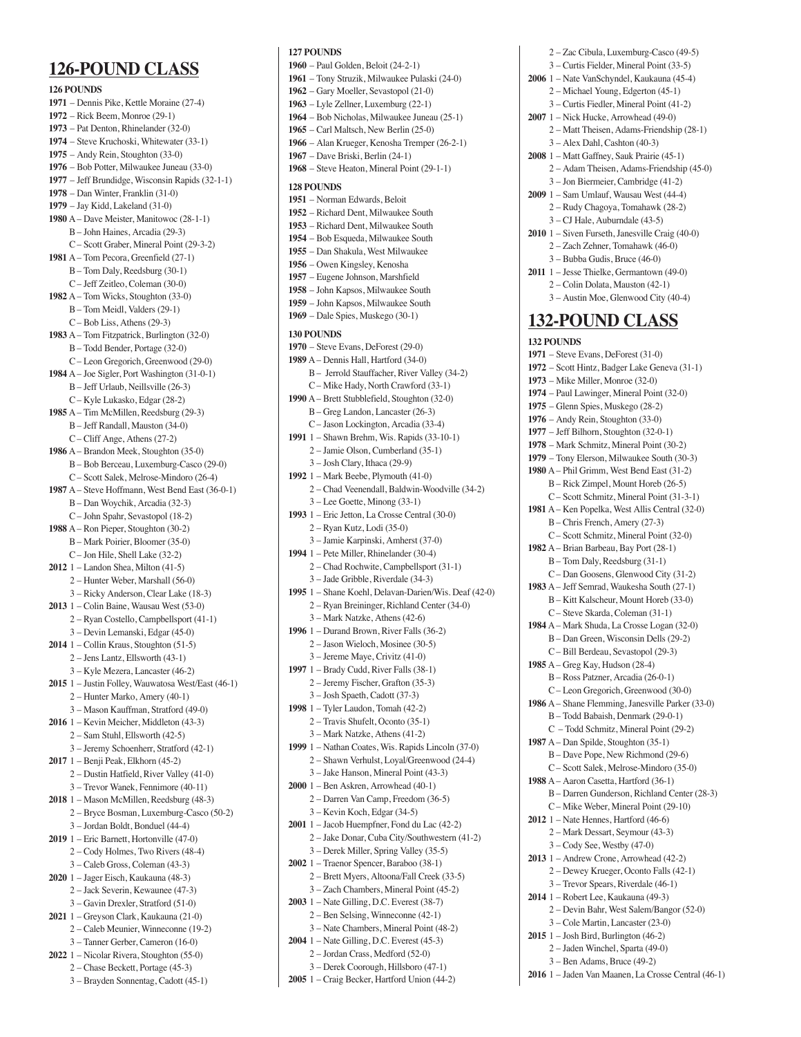## 126-POUND CLASS

**126 POUNDS**

**1971** – Dennis Pike, Kettle Moraine (27-4)
**1972** – Rick Beem, Monroe (29-1)
**1973** – Pat Denton, Rhinelander (32-0)
**1974** – Steve Kruchoski, Whitewater (33-1)
**1975** – Andy Rein, Stoughton (33-0)
**1976** – Bob Potter, Milwaukee Juneau (33-0)
**1977** – Jeff Brundidge, Wisconsin Rapids (32-1-1)
**1978** – Dan Winter, Franklin (31-0)
**1979** – Jay Kidd, Lakeland (31-0)
**1980** A – Dave Meister, Manitowoc (28-1-1)
B – John Haines, Arcadia (29-3)
C – Scott Graber, Mineral Point (29-3-2)
**1981** A – Tom Pecora, Greenfield (27-1)
B – Tom Daly, Reedsburg (30-1)
C – Jeff Zeitleo, Coleman (30-0)
**1982** A – Tom Wicks, Stoughton (33-0)
B – Tom Meidl, Valders (29-1)
C – Bob Liss, Athens (29-3)
**1983** A – Tom Fitzpatrick, Burlington (32-0)
B – Todd Bender, Portage (32-0)
C – Leon Gregorich, Greenwood (29-0)
**1984** A – Joe Sigler, Port Washington (31-0-1)
B – Jeff Urlaub, Neillsville (26-3)
C – Kyle Lukasko, Edgar (28-2)
**1985** A – Tim McMillen, Reedsburg (29-3)
B – Jeff Randall, Mauston (34-0)
C – Cliff Ange, Athens (27-2)
**1986** A – Brandon Meek, Stoughton (35-0)
B – Bob Berceau, Luxemburg-Casco (29-0)
C – Scott Salek, Melrose-Mindoro (26-4)
**1987** A – Steve Hoffmann, West Bend East (36-0-1)
B – Dan Woychik, Arcadia (32-3)
C – John Spahr, Sevastopol (18-2)
**1988** A – Ron Pieper, Stoughton (30-2)
B – Mark Poirier, Bloomer (35-0)
C – Jon Hile, Shell Lake (32-2)
**2012** 1 – Landon Shea, Milton (41-5)
2 – Hunter Weber, Marshall (56-0)
3 – Ricky Anderson, Clear Lake (18-3)
**2013** 1 – Colin Baine, Wausau West (53-0)
2 – Ryan Costello, Campbellsport (41-1)
3 – Devin Lemanski, Edgar (45-0)
**2014** 1 – Collin Kraus, Stoughton (51-5)
2 – Jens Lantz, Ellsworth (43-1)
3 – Kyle Mezera, Lancaster (46-2)
**2015** 1 – Justin Folley, Wauwatosa West/East (46-1)
2 – Hunter Marko, Amery (40-1)
3 – Mason Kauffman, Stratford (49-0)
**2016** 1 – Kevin Meicher, Middleton (43-3)
2 – Sam Stuhl, Ellsworth (42-5)
3 – Jeremy Schoenherr, Stratford (42-1)
**2017** 1 – Benji Peak, Elkhorn (45-2)
2 – Dustin Hatfield, River Valley (41-0)
3 – Trevor Wanek, Fennimore (40-11)
**2018** 1 – Mason McMillen, Reedsburg (48-3)
2 – Bryce Bosman, Luxemburg-Casco (50-2)
3 – Jordan Boldt, Bonduel (44-4)
**2019** 1 – Eric Barnett, Hortonville (47-0)
2 – Cody Holmes, Two Rivers (48-4)
3 – Caleb Gross, Coleman (43-3)
**2020** 1 – Jager Eisch, Kaukauna (48-3)
2 – Jack Severin, Kewaunee (47-3)
3 – Gavin Drexler, Stratford (51-0)
**2021** 1 – Greyson Clark, Kaukauna (21-0)
2 – Caleb Meunier, Winneconne (19-2)
3 – Tanner Gerber, Cameron (16-0)
**2022** 1 – Nicolar Rivera, Stoughton (55-0)
2 – Chase Beckett, Portage (45-3)
3 – Brayden Sonnentag, Cadott (45-1)

**127 POUNDS**

**1960** – Paul Golden, Beloit (24-2-1)
**1961** – Tony Struzik, Milwaukee Pulaski (24-0)
**1962** – Gary Moeller, Sevastopol (21-0)
**1963** – Lyle Zellner, Luxemburg (22-1)
**1964** – Bob Nicholas, Milwaukee Juneau (25-1)
**1965** – Carl Maltsch, New Berlin (25-0)
**1966** – Alan Krueger, Kenosha Tremper (26-2-1)
**1967** – Dave Briski, Berlin (24-1)
**1968** – Steve Heaton, Mineral Point (29-1-1)

**128 POUNDS**

**1951** – Norman Edwards, Beloit
**1952** – Richard Dent, Milwaukee South
**1953** – Richard Dent, Milwaukee South
**1954** – Bob Esqueda, Milwaukee South
**1955** – Dan Shakula, West Milwaukee
**1956** – Owen Kingsley, Kenosha
**1957** – Eugene Johnson, Marshfield
**1958** – John Kapsos, Milwaukee South
**1959** – John Kapsos, Milwaukee South
**1969** – Dale Spies, Muskego (30-1)

**130 POUNDS**

**1970** – Steve Evans, DeForest (29-0)
**1989** A – Dennis Hall, Hartford (34-0)
B – Jerrold Stauffacher, River Valley (34-2)
C – Mike Hady, North Crawford (33-1)
**1990** A – Brett Stubblefield, Stoughton (32-0)
B – Greg Landon, Lancaster (26-3)
C – Jason Lockington, Arcadia (33-4)
**1991** 1 – Shawn Brehm, Wis. Rapids (33-10-1)
2 – Jamie Olson, Cumberland (35-1)
3 – Josh Clary, Ithaca (29-9)
**1992** 1 – Mark Beebe, Plymouth (41-0)
2 – Chad Veenendall, Baldwin-Woodville (34-2)
3 – Lee Goette, Minong (33-1)
**1993** 1 – Eric Jetton, La Crosse Central (30-0)
2 – Ryan Kutz, Lodi (35-0)
3 – Jamie Karpinski, Amherst (37-0)
**1994** 1 – Pete Miller, Rhinelander (30-4)
2 – Chad Rochwite, Campbellsport (31-1)
3 – Jade Gribble, Riverdale (34-3)
**1995** 1 – Shane Koehl, Delavan-Darien/Wis. Deaf (42-0)
2 – Ryan Breininger, Richland Center (34-0)
3 – Mark Natzke, Athens (42-6)
**1996** 1 – Durand Brown, River Falls (36-2)
2 – Jason Wieloch, Mosinee (30-5)
3 – Jereme Maye, Crivitz (41-0)
**1997** 1 – Brady Cudd, River Falls (38-1)
2 – Jeremy Fischer, Grafton (35-3)
3 – Josh Spaeth, Cadott (37-3)
**1998** 1 – Tyler Laudon, Tomah (42-2)
2 – Travis Shufelt, Oconto (35-1)
3 – Mark Natzke, Athens (41-2)
**1999** 1 – Nathan Coates, Wis. Rapids Lincoln (37-0)
2 – Shawn Verhulst, Loyal/Greenwood (24-4)
3 – Jake Hanson, Mineral Point (43-3)
**2000** 1 – Ben Askren, Arrowhead (40-1)
2 – Darren Van Camp, Freedom (36-5)
3 – Kevin Koch, Edgar (34-5)
**2001** 1 – Jacob Huempfner, Fond du Lac (42-2)
2 – Jake Donar, Cuba City/Southwestern (41-2)
3 – Derek Miller, Spring Valley (35-5)
**2002** 1 – Traenor Spencer, Baraboo (38-1)
2 – Brett Myers, Altoona/Fall Creek (33-5)
3 – Zach Chambers, Mineral Point (45-2)
**2003** 1 – Nate Gilling, D.C. Everest (38-7)
2 – Ben Selsing, Winneconne (42-1)
3 – Nate Chambers, Mineral Point (48-2)
**2004** 1 – Nate Gilling, D.C. Everest (45-3)
2 – Jordan Crass, Medford (52-0)
3 – Derek Coorough, Hillsboro (47-1)
**2005** 1 – Craig Becker, Hartford Union (44-2)
2 – Zac Cibula, Luxemburg-Casco (49-5)
3 – Curtis Fielder, Mineral Point (33-5)
**2006** 1 – Nate VanSchyndel, Kaukauna (45-4)
2 – Michael Young, Edgerton (45-1)
3 – Curtis Fiedler, Mineral Point (41-2)
**2007** 1 – Nick Hucke, Arrowhead (49-0)
2 – Matt Theisen, Adams-Friendship (28-1)
3 – Alex Dahl, Cashton (40-3)
**2008** 1 – Matt Gaffney, Sauk Prairie (45-1)
2 – Adam Theisen, Adams-Friendship (45-0)
3 – Jon Biermeier, Cambridge (41-2)
**2009** 1 – Sam Umlauf, Wausau West (44-4)
2 – Rudy Chagoya, Tomahawk (28-2)
3 – CJ Hale, Auburndale (43-5)
**2010** 1 – Siven Furseth, Janesville Craig (40-0)
2 – Zach Zehner, Tomahawk (46-0)
3 – Bubba Gudis, Bruce (46-0)
**2011** 1 – Jesse Thielke, Germantown (49-0)
2 – Colin Dolata, Mauston (42-1)
3 – Austin Moe, Glenwood City (40-4)

## 132-POUND CLASS

**132 POUNDS**

**1971** – Steve Evans, DeForest (31-0)
**1972** – Scott Hintz, Badger Lake Geneva (31-1)
**1973** – Mike Miller, Monroe (32-0)
**1974** – Paul Lawinger, Mineral Point (32-0)
**1975** – Glenn Spies, Muskego (28-2)
**1976** – Andy Rein, Stoughton (33-0)
**1977** – Jeff Bilhorn, Stoughton (32-0-1)
**1978** – Mark Schmitz, Mineral Point (30-2)
**1979** – Tony Elerson, Milwaukee South (30-3)
**1980** A – Phil Grimm, West Bend East (31-2)
B – Rick Zimpel, Mount Horeb (26-5)
C – Scott Schmitz, Mineral Point (31-3-1)
**1981** A – Ken Popelka, West Allis Central (32-0)
B – Chris French, Amery (27-3)
C – Scott Schmitz, Mineral Point (32-0)
**1982** A – Brian Barbeau, Bay Port (28-1)
B – Tom Daly, Reedsburg (31-1)
C – Dan Goosens, Glenwood City (31-2)
**1983** A – Jeff Semrad, Waukesha South (27-1)
B – Kitt Kalscheur, Mount Horeb (33-0)
C – Steve Skarda, Coleman (31-1)
**1984** A – Mark Shuda, La Crosse Logan (32-0)
B – Dan Green, Wisconsin Dells (29-2)
C – Bill Berdeau, Sevastopol (29-3)
**1985** A – Greg Kay, Hudson (28-4)
B – Ross Patzner, Arcadia (26-0-1)
C – Leon Gregorich, Greenwood (30-0)
**1986** A – Shane Flemming, Janesville Parker (33-0)
B – Todd Babaish, Denmark (29-0-1)
C – Todd Schmitz, Mineral Point (29-2)
**1987** A – Dan Spilde, Stoughton (35-1)
B – Dave Pope, New Richmond (29-6)
C – Scott Salek, Melrose-Mindoro (35-0)
**1988** A – Aaron Casetta, Hartford (36-1)
B – Darren Gunderson, Richland Center (28-3)
C – Mike Weber, Mineral Point (29-10)
**2012** 1 – Nate Hennes, Hartford (46-6)
2 – Mark Dessart, Seymour (43-3)
3 – Cody See, Westby (47-0)
**2013** 1 – Andrew Crone, Arrowhead (42-2)
2 – Dewey Krueger, Oconto Falls (42-1)
3 – Trevor Spears, Riverdale (46-1)
**2014** 1 – Robert Lee, Kaukauna (49-3)
2 – Devin Bahr, West Salem/Bangor (52-0)
3 – Cole Martin, Lancaster (23-0)
**2015** 1 – Josh Bird, Burlington (46-2)
2 – Jaden Winchel, Sparta (49-0)
3 – Ben Adams, Bruce (49-2)
**2016** 1 – Jaden Van Maanen, La Crosse Central (46-1)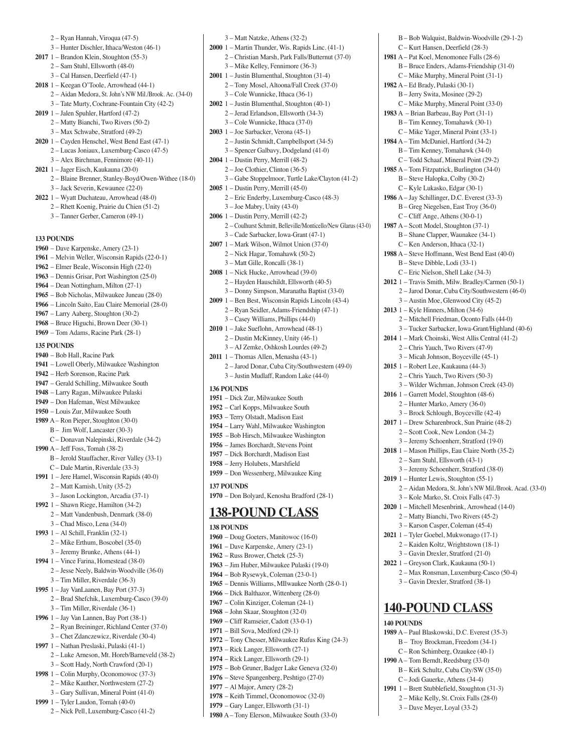2 – Ryan Hannah, Viroqua (47-5)
3 – Hunter Dischler, Ithaca/Weston (46-1)

**2017** 1 – Brandon Klein, Stoughton (55-3)
2 – Sam Stuhl, Ellsworth (48-0)
3 – Cal Hansen, Deerfield (47-1)

**2018** 1 – Keegan O'Toole, Arrowhead (44-1)
2 – Aidan Medora, St. John's NW Mil./Brook. Ac. (34-0)
3 – Tate Murty, Cochrane-Fountain City (42-2)

**2019** 1 – Jalen Spuhler, Hartford (47-2)
2 – Matty Bianchi, Two Rivers (50-2)
3 – Max Schwabe, Stratford (49-2)

**2020** 1 – Cayden Henschel, West Bend East (47-1)
2 – Lucas Joniaux, Luxemburg-Casco (47-5)
3 – Alex Birchman, Fennimore (40-11)

**2021** 1 – Jager Eisch, Kaukauna (20-0)
2 – Blaine Brenner, Stanley-Boyd/Owen-Withee (18-0)
3 – Jack Severin, Kewaunee (22-0)

**2022** 1 – Wyatt Duchateau, Arrowhead (48-0)
2 – Rhett Koenig, Prairie du Chien (51-2)
3 – Tanner Gerber, Cameron (49-1)

**133 POUNDS**

**1960** – Dave Karpenske, Amery (23-1)
**1961** – Melvin Weller, Wisconsin Rapids (22-0-1)
**1962** – Elmer Beale, Wisconsin High (22-0)
**1963** – Dennis Grisar, Port Washington (25-0)
**1964** – Dean Nottingham, Milton (27-1)
**1965** – Bob Nicholas, Milwaukee Juneau (28-0)
**1966** – Lincoln Saito, Eau Claire Memorial (28-0)
**1967** – Larry Aaberg, Stoughton (30-2)
**1968** – Bruce Higuchi, Brown Deer (30-1)
**1969** – Tom Adams, Racine Park (28-1)

**135 POUNDS**

**1940** – Bob Hall, Racine Park
**1941** – Lowell Oberly, Milwaukee Washington
**1942** – Herb Sorenson, Racine Park
**1947** – Gerald Schilling, Milwaukee South
**1948** – Larry Ragan, Milwaukee Pulaski
**1949** – Don Hafeman, West Milwaukee
**1950** – Louis Zur, Milwaukee South

**1989** A – Ron Pieper, Stoughton (30-0)
B – Jim Wolf, Lancaster (30-3)
C – Donavan Nalepinski, Riverdale (34-2)

**1990** A – Jeff Foss, Tomah (38-2)
B – Jerold Stauffacher, River Valley (33-1)
C – Dale Martin, Riverdale (33-3)

**1991** 1 – Jere Hamel, Wisconsin Rapids (40-0)
2 – Matt Kamish, Unity (35-2)
3 – Jason Lockington, Arcadia (37-1)

**1992** 1 – Shawn Riege, Hamilton (34-2)
2 – Matt Vandenbush, Denmark (38-0)
3 – Chad Misco, Lena (34-0)

**1993** 1 – Al Schill, Franklin (32-1)
2 – Mike Erthum, Boscobel (35-0)
3 – Jeremy Brunke, Athens (44-1)

**1994** 1 – Vince Farina, Homestead (38-0)
2 – Jesse Neely, Baldwin-Woodville (36-0)
3 – Tim Miller, Riverdale (36-3)

**1995** 1 – Jay VanLaanen, Bay Port (37-3)
2 – Brad Shefchik, Luxemburg-Casco (39-0)
3 – Tim Miller, Riverdale (36-1)

**1996** 1 – Jay Van Lannen, Bay Port (38-1)
2 – Ryan Breininger, Richland Center (37-0)
3 – Chet Zdanczewicz, Riverdale (30-4)

**1997** 1 – Nathan Preslaski, Pulaski (41-1)
2 – Luke Arneson, Mt. Horeb/Barneveld (38-2)
3 – Scott Hady, North Crawford (20-1)

**1998** 1 – Colin Murphy, Oconomowoc (37-3)
2 – Mike Kauther, Northwestern (27-2)
3 – Gary Sullivan, Mineral Point (41-0)

**1999** 1 – Tyler Laudon, Tomah (40-0)
2 – Nick Pell, Luxemburg-Casco (41-2)
3 – Matt Natzke, Athens (32-2)

**2000** 1 – Martin Thunder, Wis. Rapids Linc. (41-1)
2 – Christian Marsh, Park Falls/Butternut (37-0)
3 – Mike Kelley, Fennimore (36-3)

**2001** 1 – Justin Blumenthal, Stoughton (31-4)
2 – Tony Mosel, Altoona/Fall Creek (37-0)
3 – Cole Wunnicke, Ithaca (36-1)

**2002** 1 – Justin Blumenthal, Stoughton (40-1)
2 – Jerad Erlandson, Ellsworth (34-3)
3 – Cole Wunnicke, Ithaca (37-0)

**2003** 1 – Joe Sarbacker, Verona (45-1)
2 – Justin Schmidt, Campbellsport (34-5)
3 – Spencer Galbavy, Dodgeland (41-0)

**2004** 1 – Dustin Perry, Merrill (48-2)
2 – Joe Clothier, Clinton (36-5)
3 – Gabe Stoppelmoor, Turtle Lake/Clayton (41-2)

**2005** 1 – Dustin Perry, Merrill (45-0)
2 – Eric Enderby, Luxemburg-Casco (48-3)
3 – Joe Mabry, Unity (43-0)

**2006** 1 – Dustin Perry, Merrill (42-2)
2 – Coulhurst Schmitt, Belleville/Monticello/New Glarus (43-0)
3 – Cade Sarbacker, Iowa-Grant (47-1)

**2007** 1 – Mark Wilson, Wilmot Union (37-0)
2 – Nick Hagar, Tomahawk (50-2)
3 – Matt Gille, Roncalli (38-1)

**2008** 1 – Nick Hucke, Arrowhead (39-0)
2 – Hayden Hauschildt, Ellsworth (40-5)
3 – Donny Simpson, Maranatha Baptist (33-0)

**2009** 1 – Ben Best, Wisconsin Rapids Lincoln (43-4)
2 – Ryan Seidler, Adams-Friendship (47-1)
3 – Casey Williams, Phillips (44-0)

**2010** 1 – Jake Sueflohn, Arrowhead (48-1)
2 – Dustin McKinney, Unity (46-1)
3 – AJ Zemke, Oshkosh Lourdes (49-2)

**2011** 1 – Thomas Allen, Menasha (43-1)
2 – Jarod Donar, Cuba City/Southwestern (49-0)
3 – Justin Mudlaff, Random Lake (44-0)

**136 POUNDS**

**1951** – Dick Zur, Milwaukee South
**1952** – Carl Kopps, Milwaukee South
**1953** – Terry Olstadt, Madison East
**1954** – Larry Wahl, Milwaukee Washington
**1955** – Bob Hirsch, Milwaukee Washington
**1956** – James Borchardt, Stevens Point
**1957** – Dick Borchardt, Madison East
**1958** – Jerry Holubets, Marshfield
**1959** – Don Wessenberg, Milwaukee King

**137 POUNDS**

**1970** – Don Bolyard, Kenosha Bradford (28-1)

## 138-POUND CLASS

**138 POUNDS**

**1960** – Doug Goeters, Manitowoc (16-0)
**1961** – Dave Karpenske, Amery (23-1)
**1962** – Russ Brower, Chetek (25-3)
**1963** – Jim Huber, Milwaukee Pulaski (19-0)
**1964** – Bob Rysewyk, Coleman (23-0-1)
**1965** – Dennis Williams, MIlwaukee North (28-0-1)
**1966** – Dick Balthazor, Wittenberg (28-0)
**1967** – Colin Kinziger, Coleman (24-1)
**1968** – John Skaar, Stoughton (32-0)
**1969** – Cliff Ramseier, Cadott (33-0-1)
**1971** – Bill Sova, Medford (29-1)
**1972** – Tony Chesser, Milwaukee Rufus King (24-3)
**1973** – Rick Langer, Ellsworth (27-1)
**1974** – Rick Langer, Ellsworth (29-1)
**1975** – Bob Gruner, Badger Lake Geneva (32-0)
**1976** – Steve Spangenberg, Peshtigo (27-0)
**1977** – Al Major, Amery (28-2)
**1978** – Keith Timmel, Oconomowoc (32-0)
**1979** – Gary Langer, Ellsworth (31-1)

**1980** A – Tony Elerson, Milwaukee South (33-0)
B – Bob Walquist, Baldwin-Woodville (29-1-2)
C – Kurt Hansen, Deerfield (28-3)

**1981** A – Pat Koel, Menomonee Falls (28-6)
B – Bruce Enders, Adams-Friendship (31-0)
C – Mike Murphy, Mineral Point (31-1)

**1982** A – Ed Brady, Pulaski (30-1)
B – Jerry Swita, Mosinee (29-2)
C – Mike Murphy, Mineral Point (33-0)

**1983** A – Brian Barbeau, Bay Port (31-1)
B – Tim Kenney, Tomahawk (30-1)
C – Mike Yager, Mineral Point (33-1)

**1984** A – Tim McDaniel, Hartford (34-2)
B – Tim Kenney, Tomahawk (34-0)
C – Todd Schaaf, Mineral Point (29-2)

**1985** A – Tom Fitzpatrick, Burlington (34-0)
B – Steve Halopka, Colby (30-2)
C – Kyle Lukasko, Edgar (30-1)

**1986** A – Jay Schillinger, D.C. Everest (33-3)
B – Greg Niegelsen, East Troy (36-0)
C – Cliff Ange, Athens (30-0-1)

**1987** A – Scott Model, Stoughton (37-1)
B – Shane Clapper, Waunakee (34-1)
C – Ken Anderson, Ithaca (32-1)

**1988** A – Steve Hoffmann, West Bend East (40-0)
B – Steve Dibble, Lodi (33-1)
C – Eric Nielson, Shell Lake (34-3)

**2012** 1 – Travis Smith, Milw. Bradley/Carmen (50-1)
2 – Jarod Donar, Cuba City/Southwestern (46-0)
3 – Austin Moe, Glenwood City (45-2)

**2013** 1 – Kyle Hinners, Milton (34-6)
2 – Mitchell Friedman, Oconto Falls (44-0)
3 – Tucker Sarbacker, Iowa-Grant/Highland (40-6)

**2014** 1 – Mark Choinski, West Allis Central (41-2)
2 – Chris Yauch, Two Rivers (47-9)
3 – Micah Johnson, Boyceville (45-1)

**2015** 1 – Robert Lee, Kaukauna (44-3)
2 – Chris Yauch, Two Rivers (50-3)
3 – Wilder Wichman, Johnson Creek (43-0)

**2016** 1 – Garrett Model, Stoughton (48-6)
2 – Hunter Marko, Amery (36-0)
3 – Brock Schlough, Boyceville (42-4)

**2017** 1 – Drew Scharenbrock, Sun Prairie (48-2)
2 – Scott Cook, New London (34-2)
3 – Jeremy Schoenherr, Stratford (19-0)

**2018** 1 – Mason Phillips, Eau Claire North (35-2)
2 – Sam Stuhl, Ellsworth (43-1)
3 – Jeremy Schoenherr, Stratford (38-0)

**2019** 1 – Hunter Lewis, Stoughton (55-1)
2 – Aidan Medora, St. John's NW Mil./Brook. Acad. (33-0)
3 – Kole Marko, St. Croix Falls (47-3)

**2020** 1 – Mitchell Mesenbrink, Arrowhead (14-0)
2 – Matty Bianchi, Two Rivers (45-2)
3 – Karson Casper, Coleman (45-4)

**2021** 1 – Tyler Goebel, Mukwonago (17-1)
2 – Kaiden Koltz, Wrightstown (18-1)
3 – Gavin Drexler, Stratford (21-0)

**2022** 1 – Greyson Clark, Kaukauna (50-1)
2 – Max Ronsman, Luxemburg-Casco (50-4)
3 – Gavin Drexler, Stratford (38-1)

## 140-POUND CLASS

**140 POUNDS**

**1989** A – Paul Blaskowski, D.C. Everest (35-3)
B – Troy Brockman, Freedom (34-1)
C – Ron Schimberg, Ozaukee (40-1)

**1990** A – Tom Berndt, Reedsburg (33-0)
B – Kirk Schultz, Cuba City/SW (35-0)
C – Jodi Gauerke, Athens (34-4)

**1991** 1 – Brett Stubblefield, Stoughton (31-3)
2 – Mike Kelly, St. Croix Falls (28-0)
3 – Dave Meyer, Loyal (33-2)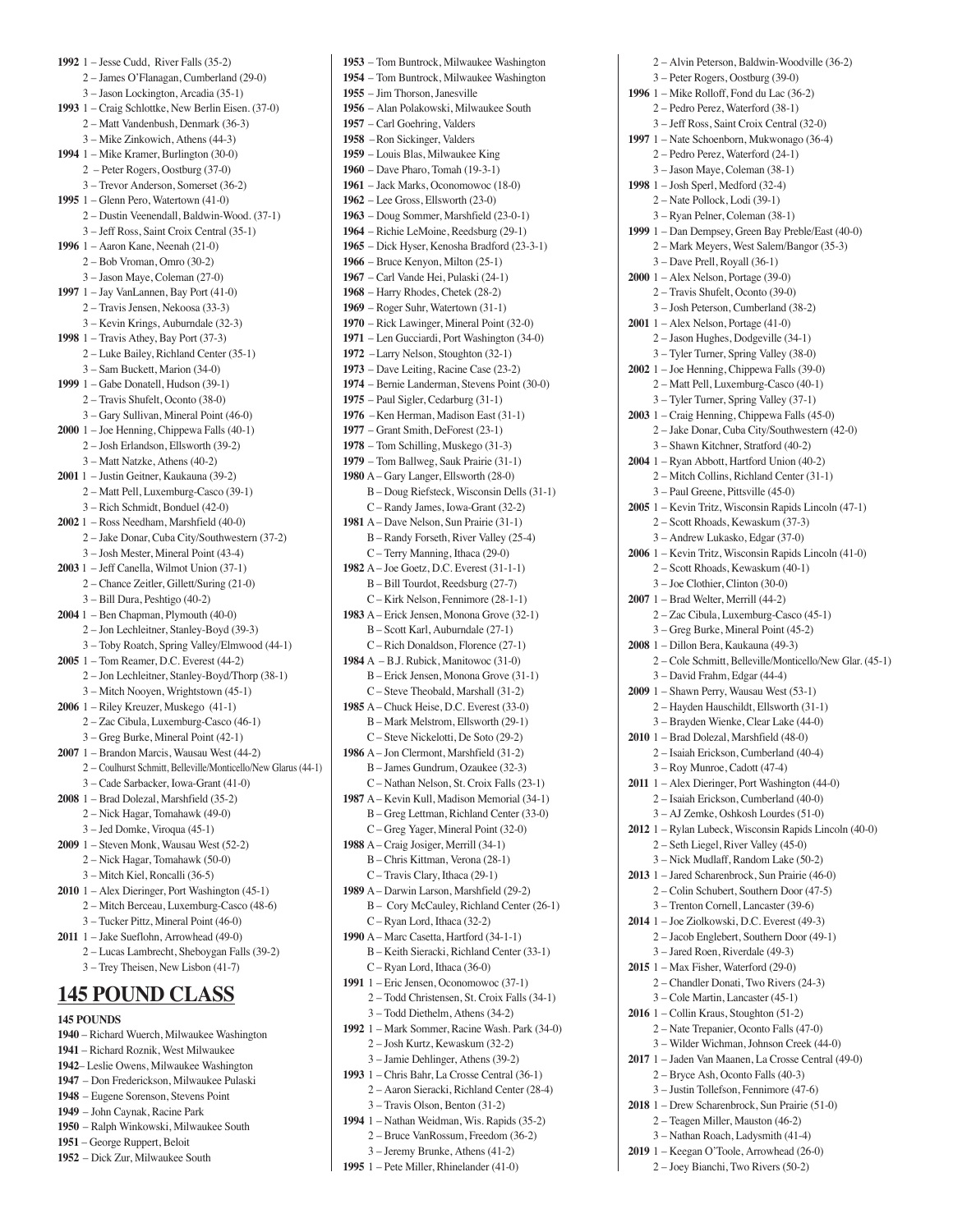**1992** 1 – Jesse Cudd, River Falls (35-2)
2 – James O'Flanagan, Cumberland (29-0)
3 – Jason Lockington, Arcadia (35-1)
**1993** 1 – Craig Schlottke, New Berlin Eisen. (37-0)
2 – Matt Vandenbush, Denmark (36-3)
3 – Mike Zinkowich, Athens (44-3)
**1994** 1 – Mike Kramer, Burlington (30-0)
2 – Peter Rogers, Oostburg (37-0)
3 – Trevor Anderson, Somerset (36-2)
**1995** 1 – Glenn Pero, Watertown (41-0)
2 – Dustin Veenendall, Baldwin-Wood. (37-1)
3 – Jeff Ross, Saint Croix Central (35-1)
**1996** 1 – Aaron Kane, Neenah (21-0)
2 – Bob Vroman, Omro (30-2)
3 – Jason Maye, Coleman (27-0)
**1997** 1 – Jay VanLannen, Bay Port (41-0)
2 – Travis Jensen, Nekoosa (33-3)
3 – Kevin Krings, Auburndale (32-3)
**1998** 1 – Travis Athey, Bay Port (37-3)
2 – Luke Bailey, Richland Center (35-1)
3 – Sam Buckett, Marion (34-0)
**1999** 1 – Gabe Donatell, Hudson (39-1)
2 – Travis Shufelt, Oconto (38-0)
3 – Gary Sullivan, Mineral Point (46-0)
**2000** 1 – Joe Henning, Chippewa Falls (40-1)
2 – Josh Erlandson, Ellsworth (39-2)
3 – Matt Natzke, Athens (40-2)
**2001** 1 – Justin Geitner, Kaukauna (39-2)
2 – Matt Pell, Luxemburg-Casco (39-1)
3 – Rich Schmidt, Bonduel (42-0)
**2002** 1 – Ross Needham, Marshfield (40-0)
2 – Jake Donar, Cuba City/Southwestern (37-2)
3 – Josh Mester, Mineral Point (43-4)
**2003** 1 – Jeff Canella, Wilmot Union (37-1)
2 – Chance Zeitler, Gillett/Suring (21-0)
3 – Bill Dura, Peshtigo (40-2)
**2004** 1 – Ben Chapman, Plymouth (40-0)
2 – Jon Lechleitner, Stanley-Boyd (39-3)
3 – Toby Roatch, Spring Valley/Elmwood (44-1)
**2005** 1 – Tom Reamer, D.C. Everest (44-2)
2 – Jon Lechleitner, Stanley-Boyd/Thorp (38-1)
3 – Mitch Nooyen, Wrightstown (45-1)
**2006** 1 – Riley Kreuzer, Muskego (41-1)
2 – Zac Cibula, Luxemburg-Casco (46-1)
3 – Greg Burke, Mineral Point (42-1)
**2007** 1 – Brandon Marcis, Wausau West (44-2)
2 – Coulhurst Schmitt, Belleville/Monticello/New Glarus (44-1)
3 – Cade Sarbacker, Iowa-Grant (41-0)
**2008** 1 – Brad Dolezal, Marshfield (35-2)
2 – Nick Hagar, Tomahawk (49-0)
3 – Jed Domke, Viroqua (45-1)
**2009** 1 – Steven Monk, Wausau West (52-2)
2 – Nick Hagar, Tomahawk (50-0)
3 – Mitch Kiel, Roncalli (36-5)
**2010** 1 – Alex Dieringer, Port Washington (45-1)
2 – Mitch Berceau, Luxemburg-Casco (48-6)
3 – Tucker Pittz, Mineral Point (46-0)
**2011** 1 – Jake Sueflohn, Arrowhead (49-0)
2 – Lucas Lambrecht, Sheboygan Falls (39-2)
3 – Trey Theisen, New Lisbon (41-7)

## 145 POUND CLASS

**145 POUNDS**
**1940** – Richard Wuerch, Milwaukee Washington
**1941** – Richard Roznik, West Milwaukee
**1942**– Leslie Owens, Milwaukee Washington
**1947** – Don Frederickson, Milwaukee Pulaski
**1948** – Eugene Sorenson, Stevens Point
**1949** – John Caynak, Racine Park
**1950** – Ralph Winkowski, Milwaukee South
**1951** – George Ruppert, Beloit
**1952** – Dick Zur, Milwaukee South
**1953** – Tom Buntrock, Milwaukee Washington
**1954** – Tom Buntrock, Milwaukee Washington
**1955** – Jim Thorson, Janesville
**1956** – Alan Polakowski, Milwaukee South
**1957** – Carl Goehring, Valders
**1958** – Ron Sickinger, Valders
**1959** – Louis Blas, Milwaukee King
**1960** – Dave Pharo, Tomah (19-3-1)
**1961** – Jack Marks, Oconomowoc (18-0)
**1962** – Lee Gross, Ellsworth (23-0)
**1963** – Doug Sommer, Marshfield (23-0-1)
**1964** – Richie LeMoine, Reedsburg (29-1)
**1965** – Dick Hyser, Kenosha Bradford (23-3-1)
**1966** – Bruce Kenyon, Milton (25-1)
**1967** – Carl Vande Hei, Pulaski (24-1)
**1968** – Harry Rhodes, Chetek (28-2)
**1969** – Roger Suhr, Watertown (31-1)
**1970** – Rick Lawinger, Mineral Point (32-0)
**1971** – Len Gucciardi, Port Washington (34-0)
**1972** – Larry Nelson, Stoughton (32-1)
**1973** – Dave Leiting, Racine Case (23-2)
**1974** – Bernie Landerman, Stevens Point (30-0)
**1975** – Paul Sigler, Cedarburg (31-1)
**1976** – Ken Herman, Madison East (31-1)
**1977** – Grant Smith, DeForest (23-1)
**1978** – Tom Schilling, Muskego (31-3)
**1979** – Tom Ballweg, Sauk Prairie (31-1)
**1980** A – Gary Langer, Ellsworth (28-0)
B – Doug Riefsteck, Wisconsin Dells (31-1)
C – Randy James, Iowa-Grant (32-2)
**1981** A – Dave Nelson, Sun Prairie (31-1)
B – Randy Forseth, River Valley (25-4)
C – Terry Manning, Ithaca (29-0)
**1982** A – Joe Goetz, D.C. Everest (31-1-1)
B – Bill Tourdot, Reedsburg (27-7)
C – Kirk Nelson, Fennimore (28-1-1)
**1983** A – Erick Jensen, Monona Grove (32-1)
B – Scott Karl, Auburndale (27-1)
C – Rich Donaldson, Florence (27-1)
**1984** A – B.J. Rubick, Manitowoc (31-0)
B – Erick Jensen, Monona Grove (31-1)
C – Steve Theobald, Marshall (31-2)
**1985** A – Chuck Heise, D.C. Everest (33-0)
B – Mark Melstrom, Ellsworth (29-1)
C – Steve Nickelotti, De Soto (29-2)
**1986** A – Jon Clermont, Marshfield (31-2)
B – James Gundrum, Ozaukee (32-3)
C – Nathan Nelson, St. Croix Falls (23-1)
**1987** A – Kevin Kull, Madison Memorial (34-1)
B – Greg Lettman, Richland Center (33-0)
C – Greg Yager, Mineral Point (32-0)
**1988** A – Craig Josiger, Merrill (34-1)
B – Chris Kittman, Verona (28-1)
C – Travis Clary, Ithaca (29-1)
**1989** A – Darwin Larson, Marshfield (29-2)
B – Cory McCauley, Richland Center (26-1)
C – Ryan Lord, Ithaca (32-2)
**1990** A – Marc Casetta, Hartford (34-1-1)
B – Keith Sieracki, Richland Center (33-1)
C – Ryan Lord, Ithaca (36-0)
**1991** 1 – Eric Jensen, Oconomowoc (37-1)
2 – Todd Christensen, St. Croix Falls (34-1)
3 – Todd Diethelm, Athens (34-2)
**1992** 1 – Mark Sommer, Racine Wash. Park (34-0)
2 – Josh Kurtz, Kewaskum (32-2)
3 – Jamie Dehlinger, Athens (39-2)
**1993** 1 – Chris Bahr, La Crosse Central (36-1)
2 – Aaron Sieracki, Richland Center (28-4)
3 – Travis Olson, Benton (31-2)
**1994** 1 – Nathan Weidman, Wis. Rapids (35-2)
2 – Bruce VanRossum, Freedom (36-2)
3 – Jeremy Brunke, Athens (41-2)
**1995** 1 – Pete Miller, Rhinelander (41-0)
2 – Alvin Peterson, Baldwin-Woodville (36-2)
3 – Peter Rogers, Oostburg (39-0)
**1996** 1 – Mike Rolloff, Fond du Lac (36-2)
2 – Pedro Perez, Waterford (38-1)
3 – Jeff Ross, Saint Croix Central (32-0)
**1997** 1 – Nate Schoenborn, Mukwonago (36-4)
2 – Pedro Perez, Waterford (24-1)
3 – Jason Maye, Coleman (38-1)
**1998** 1 – Josh Sperl, Medford (32-4)
2 – Nate Pollock, Lodi (39-1)
3 – Ryan Pelner, Coleman (38-1)
**1999** 1 – Dan Dempsey, Green Bay Preble/East (40-0)
2 – Mark Meyers, West Salem/Bangor (35-3)
3 – Dave Prell, Royall (36-1)
**2000** 1 – Alex Nelson, Portage (39-0)
2 – Travis Shufelt, Oconto (39-0)
3 – Josh Peterson, Cumberland (38-2)
**2001** 1 – Alex Nelson, Portage (41-0)
2 – Jason Hughes, Dodgeville (34-1)
3 – Tyler Turner, Spring Valley (38-0)
**2002** 1 – Joe Henning, Chippewa Falls (39-0)
2 – Matt Pell, Luxemburg-Casco (40-1)
3 – Tyler Turner, Spring Valley (37-1)
**2003** 1 – Craig Henning, Chippewa Falls (45-0)
2 – Jake Donar, Cuba City/Southwestern (42-0)
3 – Shawn Kitchner, Stratford (40-2)
**2004** 1 – Ryan Abbott, Hartford Union (40-2)
2 – Mitch Collins, Richland Center (31-1)
3 – Paul Greene, Pittsville (45-0)
**2005** 1 – Kevin Tritz, Wisconsin Rapids Lincoln (47-1)
2 – Scott Rhoads, Kewaskum (37-3)
3 – Andrew Lukasko, Edgar (37-0)
**2006** 1 – Kevin Tritz, Wisconsin Rapids Lincoln (41-0)
2 – Scott Rhoads, Kewaskum (40-1)
3 – Joe Clothier, Clinton (30-0)
**2007** 1 – Brad Welter, Merrill (44-2)
2 – Zac Cibula, Luxemburg-Casco (45-1)
3 – Greg Burke, Mineral Point (45-2)
**2008** 1 – Dillon Bera, Kaukauna (49-3)
2 – Cole Schmitt, Belleville/Monticello/New Glar. (45-1)
3 – David Frahm, Edgar (44-4)
**2009** 1 – Shawn Perry, Wausau West (53-1)
2 – Hayden Hauschildt, Ellsworth (31-1)
3 – Brayden Wienke, Clear Lake (44-0)
**2010** 1 – Brad Dolezal, Marshfield (48-0)
2 – Isaiah Erickson, Cumberland (40-4)
3 – Roy Munroe, Cadott (47-4)
**2011** 1 – Alex Dieringer, Port Washington (44-0)
2 – Isaiah Erickson, Cumberland (40-0)
3 – AJ Zemke, Oshkosh Lourdes (51-0)
**2012** 1 – Rylan Lubeck, Wisconsin Rapids Lincoln (40-0)
2 – Seth Liegel, River Valley (45-0)
3 – Nick Mudlaff, Random Lake (50-2)
**2013** 1 – Jared Scharenbrock, Sun Prairie (46-0)
2 – Colin Schubert, Southern Door (47-5)
3 – Trenton Cornell, Lancaster (39-6)
**2014** 1 – Joe Ziolkowski, D.C. Everest (49-3)
2 – Jacob Englebert, Southern Door (49-1)
3 – Jared Roen, Riverdale (49-3)
**2015** 1 – Max Fisher, Waterford (29-0)
2 – Chandler Donati, Two Rivers (24-3)
3 – Cole Martin, Lancaster (45-1)
**2016** 1 – Collin Kraus, Stoughton (51-2)
2 – Nate Trepanier, Oconto Falls (47-0)
3 – Wilder Wichman, Johnson Creek (44-0)
**2017** 1 – Jaden Van Maanen, La Crosse Central (49-0)
2 – Bryce Ash, Oconto Falls (40-3)
3 – Justin Tollefson, Fennimore (47-6)
**2018** 1 – Drew Scharenbrock, Sun Prairie (51-0)
2 – Teagen Miller, Mauston (46-2)
3 – Nathan Roach, Ladysmith (41-4)
**2019** 1 – Keegan O'Toole, Arrowhead (26-0)
2 – Joey Bianchi, Two Rivers (50-2)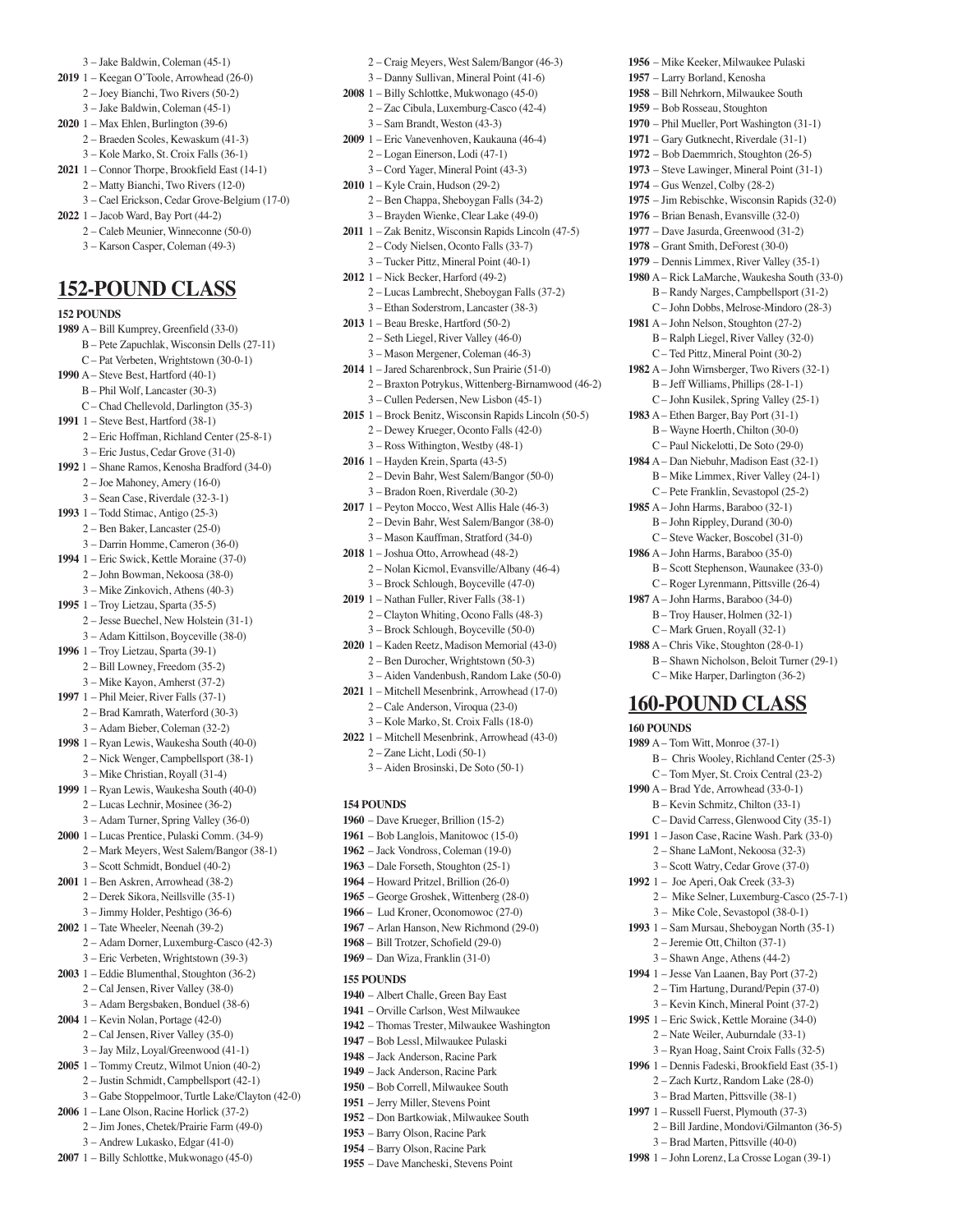3 – Jake Baldwin, Coleman (45-1)

**2019** 1 – Keegan O'Toole, Arrowhead (26-0)
2 – Joey Bianchi, Two Rivers (50-2)
3 – Jake Baldwin, Coleman (45-1)

**2020** 1 – Max Ehlen, Burlington (39-6)
2 – Braeden Scoles, Kewaskum (41-3)
3 – Kole Marko, St. Croix Falls (36-1)

**2021** 1 – Connor Thorpe, Brookfield East (14-1)
2 – Matty Bianchi, Two Rivers (12-0)
3 – Cael Erickson, Cedar Grove-Belgium (17-0)

**2022** 1 – Jacob Ward, Bay Port (44-2)
2 – Caleb Meunier, Winneconne (50-0)
3 – Karson Casper, Coleman (49-3)

## 152-POUND CLASS

**152 POUNDS**

**1989** A – Bill Kumprey, Greenfield (33-0)
B – Pete Zapuchlak, Wisconsin Dells (27-11)
C – Pat Verbeten, Wrightstown (30-0-1)

**1990** A – Steve Best, Hartford (40-1)
B – Phil Wolf, Lancaster (30-3)
C – Chad Chellevold, Darlington (35-3)

**1991** 1 – Steve Best, Hartford (38-1)
2 – Eric Hoffman, Richland Center (25-8-1)
3 – Eric Justus, Cedar Grove (31-0)

**1992** 1 – Shane Ramos, Kenosha Bradford (34-0)
2 – Joe Mahoney, Amery (16-0)
3 – Sean Case, Riverdale (32-3-1)

**1993** 1 – Todd Stimac, Antigo (25-3)
2 – Ben Baker, Lancaster (25-0)
3 – Darrin Homme, Cameron (36-0)

**1994** 1 – Eric Swick, Kettle Moraine (37-0)
2 – John Bowman, Nekoosa (38-0)
3 – Mike Zinkovich, Athens (40-3)

**1995** 1 – Troy Lietzau, Sparta (35-5)
2 – Jesse Buechel, New Holstein (31-1)
3 – Adam Kittilson, Boyceville (38-0)

**1996** 1 – Troy Lietzau, Sparta (39-1)
2 – Bill Lowney, Freedom (35-2)
3 – Mike Kayon, Amherst (37-2)

**1997** 1 – Phil Meier, River Falls (37-1)
2 – Brad Kamrath, Waterford (30-3)
3 – Adam Bieber, Coleman (32-2)

**1998** 1 – Ryan Lewis, Waukesha South (40-0)
2 – Nick Wenger, Campbellsport (38-1)
3 – Mike Christian, Royall (31-4)

**1999** 1 – Ryan Lewis, Waukesha South (40-0)
2 – Lucas Lechnir, Mosinee (36-2)
3 – Adam Turner, Spring Valley (36-0)

**2000** 1 – Lucas Prentice, Pulaski Comm. (34-9)
2 – Mark Meyers, West Salem/Bangor (38-1)
3 – Scott Schmidt, Bonduel (40-2)

**2001** 1 – Ben Askren, Arrowhead (38-2)
2 – Derek Sikora, Neillsville (35-1)
3 – Jimmy Holder, Peshtigo (36-6)

**2002** 1 – Tate Wheeler, Neenah (39-2)
2 – Adam Dorner, Luxemburg-Casco (42-3)
3 – Eric Verbeten, Wrightstown (39-3)

**2003** 1 – Eddie Blumenthal, Stoughton (36-2)
2 – Cal Jensen, River Valley (38-0)
3 – Adam Bergsbaken, Bonduel (38-6)

**2004** 1 – Kevin Nolan, Portage (42-0)
2 – Cal Jensen, River Valley (35-0)
3 – Jay Milz, Loyal/Greenwood (41-1)

**2005** 1 – Tommy Creutz, Wilmot Union (40-2)
2 – Justin Schmidt, Campbellsport (42-1)
3 – Gabe Stoppelmoor, Turtle Lake/Clayton (42-0)

**2006** 1 – Lane Olson, Racine Horlick (37-2)
2 – Jim Jones, Chetek/Prairie Farm (49-0)
3 – Andrew Lukasko, Edgar (41-0)

**2007** 1 – Billy Schlottke, Mukwonago (45-0)
2 – Craig Meyers, West Salem/Bangor (46-3)
3 – Danny Sullivan, Mineral Point (41-6)

**2008** 1 – Billy Schlottke, Mukwonago (45-0)
2 – Zac Cibula, Luxemburg-Casco (42-4)
3 – Sam Brandt, Weston (43-3)

**2009** 1 – Eric Vanevenhoven, Kaukauna (46-4)
2 – Logan Einerson, Lodi (47-1)
3 – Cord Yager, Mineral Point (43-3)

**2010** 1 – Kyle Crain, Hudson (29-2)
2 – Ben Chappa, Sheboygan Falls (34-2)
3 – Brayden Wienke, Clear Lake (49-0)

**2011** 1 – Zak Benitz, Wisconsin Rapids Lincoln (47-5)
2 – Cody Nielsen, Oconto Falls (33-7)
3 – Tucker Pittz, Mineral Point (40-1)

**2012** 1 – Nick Becker, Harford (49-2)
2 – Lucas Lambrecht, Sheboygan Falls (37-2)
3 – Ethan Soderstrom, Lancaster (38-3)

**2013** 1 – Beau Breske, Hartford (50-2)
2 – Seth Liegel, River Valley (46-0)
3 – Mason Mergener, Coleman (46-3)

**2014** 1 – Jared Scharenbrock, Sun Prairie (51-0)
2 – Braxton Potrykus, Wittenberg-Birnamwood (46-2)
3 – Cullen Pedersen, New Lisbon (45-1)

**2015** 1 – Brock Benitz, Wisconsin Rapids Lincoln (50-5)
2 – Dewey Krueger, Oconto Falls (42-0)
3 – Ross Withington, Westby (48-1)

**2016** 1 – Hayden Krein, Sparta (43-5)
2 – Devin Bahr, West Salem/Bangor (50-0)
3 – Bradon Roen, Riverdale (30-2)

**2017** 1 – Peyton Mocco, West Allis Hale (46-3)
2 – Devin Bahr, West Salem/Bangor (38-0)
3 – Mason Kauffman, Stratford (34-0)

**2018** 1 – Joshua Otto, Arrowhead (48-2)
2 – Nolan Kicmol, Evansville/Albany (46-4)
3 – Brock Schlough, Boyceville (47-0)

**2019** 1 – Nathan Fuller, River Falls (38-1)
2 – Clayton Whiting, Ocono Falls (48-3)
3 – Brock Schlough, Boyceville (50-0)

**2020** 1 – Kaden Reetz, Madison Memorial (43-0)
2 – Ben Durocher, Wrightstown (50-3)
3 – Aiden Vandenbush, Random Lake (50-0)

**2021** 1 – Mitchell Mesenbrink, Arrowhead (17-0)
2 – Cale Anderson, Viroqua (23-0)
3 – Kole Marko, St. Croix Falls (18-0)

**2022** 1 – Mitchell Mesenbrink, Arrowhead (43-0)
2 – Zane Licht, Lodi (50-1)
3 – Aiden Brosinski, De Soto (50-1)

**154 POUNDS**

**1960** – Dave Krueger, Brillion (15-2)
**1961** – Bob Langlois, Manitowoc (15-0)
**1962** – Jack Vondross, Coleman (19-0)
**1963** – Dale Forseth, Stoughton (25-1)
**1964** – Howard Pritzel, Brillion (26-0)
**1965** – George Groshek, Wittenberg (28-0)
**1966** – Lud Kroner, Oconomowoc (27-0)
**1967** – Arlan Hanson, New Richmond (29-0)
**1968** – Bill Trotzer, Schofield (29-0)
**1969** – Dan Wiza, Franklin (31-0)

**155 POUNDS**

**1940** – Albert Challe, Green Bay East
**1941** – Orville Carlson, West Milwaukee
**1942** – Thomas Trester, Milwaukee Washington
**1947** – Bob Lessl, Milwaukee Pulaski
**1948** – Jack Anderson, Racine Park
**1949** – Jack Anderson, Racine Park
**1950** – Bob Correll, Milwaukee South
**1951** – Jerry Miller, Stevens Point
**1952** – Don Bartkowiak, Milwaukee South
**1953** – Barry Olson, Racine Park
**1954** – Barry Olson, Racine Park
**1955** – Dave Mancheski, Stevens Point
**1956** – Mike Keeker, Milwaukee Pulaski
**1957** – Larry Borland, Kenosha
**1958** – Bill Nehrkorn, Milwaukee South
**1959** – Bob Rosseau, Stoughton
**1970** – Phil Mueller, Port Washington (31-1)
**1971** – Gary Gutknecht, Riverdale (31-1)
**1972** – Bob Daemmrich, Stoughton (26-5)
**1973** – Steve Lawinger, Mineral Point (31-1)
**1974** – Gus Wenzel, Colby (28-2)
**1975** – Jim Rebischke, Wisconsin Rapids (32-0)
**1976** – Brian Benash, Evansville (32-0)
**1977** – Dave Jasurda, Greenwood (31-2)
**1978** – Grant Smith, DeForest (30-0)
**1979** – Dennis Limmex, River Valley (35-1)

**1980** A – Rick LaMarche, Waukesha South (33-0)
B – Randy Narges, Campbellsport (31-2)
C – John Dobbs, Melrose-Mindoro (28-3)

**1981** A – John Nelson, Stoughton (27-2)
B – Ralph Liegel, River Valley (32-0)
C – Ted Pittz, Mineral Point (30-2)

**1982** A – John Wirnsberger, Two Rivers (32-1)
B – Jeff Williams, Phillips (28-1-1)
C – John Kusilek, Spring Valley (25-1)

**1983** A – Ethen Barger, Bay Port (31-1)
B – Wayne Hoerth, Chilton (30-0)
C – Paul Nickelotti, De Soto (29-0)

**1984** A – Dan Niebuhr, Madison East (32-1)
B – Mike Limmex, River Valley (24-1)
C – Pete Franklin, Sevastopol (25-2)

**1985** A – John Harms, Baraboo (32-1)
B – John Rippley, Durand (30-0)
C – Steve Wacker, Boscobel (31-0)

**1986** A – John Harms, Baraboo (35-0)
B – Scott Stephenson, Waunakee (33-0)
C – Roger Lyrenmann, Pittsville (26-4)

**1987** A – John Harms, Baraboo (34-0)
B – Troy Hauser, Holmen (32-1)
C – Mark Gruen, Royall (32-1)

**1988** A – Chris Vike, Stoughton (28-0-1)
B – Shawn Nicholson, Beloit Turner (29-1)
C – Mike Harper, Darlington (36-2)

## 160-POUND CLASS

**160 POUNDS**

**1989** A – Tom Witt, Monroe (37-1)
B – Chris Wooley, Richland Center (25-3)
C – Tom Myer, St. Croix Central (23-2)

**1990** A – Brad Yde, Arrowhead (33-0-1)
B – Kevin Schmitz, Chilton (33-1)
C – David Carress, Glenwood City (35-1)

**1991** 1 – Jason Case, Racine Wash. Park (33-0)
2 – Shane LaMont, Nekoosa (32-3)
3 – Scott Watry, Cedar Grove (37-0)

**1992** 1 – Joe Aperi, Oak Creek (33-3)
2 – Mike Selner, Luxemburg-Casco (25-7-1)
3 – Mike Cole, Sevastopol (38-0-1)

**1993** 1 – Sam Mursau, Sheboygan North (35-1)
2 – Jeremie Ott, Chilton (37-1)
3 – Shawn Ange, Athens (44-2)

**1994** 1 – Jesse Van Laanen, Bay Port (37-2)
2 – Tim Hartung, Durand/Pepin (37-0)
3 – Kevin Kinch, Mineral Point (37-2)

**1995** 1 – Eric Swick, Kettle Moraine (34-0)
2 – Nate Weiler, Auburndale (33-1)
3 – Ryan Hoag, Saint Croix Falls (32-5)

**1996** 1 – Dennis Fadeski, Brookfield East (35-1)
2 – Zach Kurtz, Random Lake (28-0)
3 – Brad Marten, Pittsville (38-1)

**1997** 1 – Russell Fuerst, Plymouth (37-3)
2 – Bill Jardine, Mondovi/Gilmanton (36-5)
3 – Brad Marten, Pittsville (40-0)

**1998** 1 – John Lorenz, La Crosse Logan (39-1)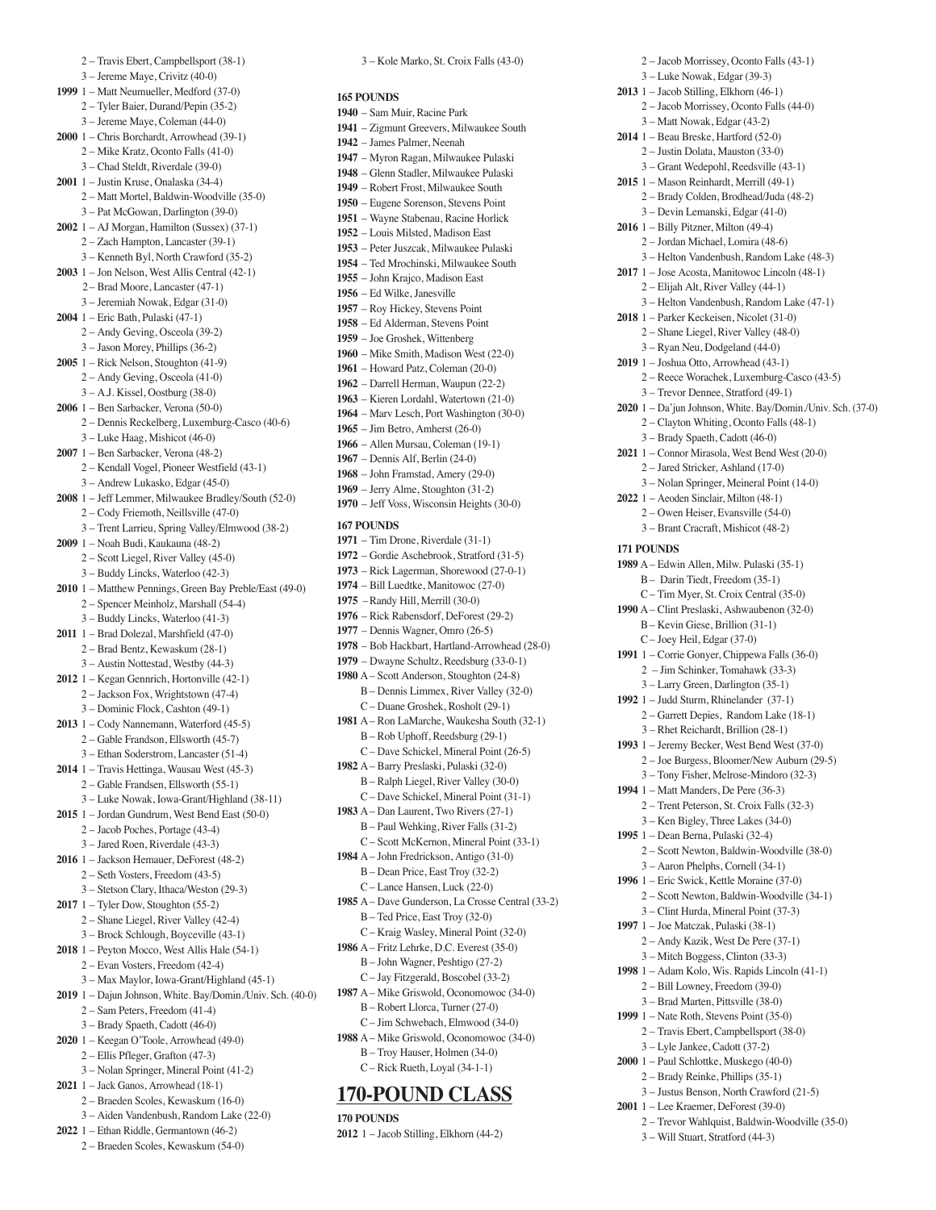2 – Travis Ebert, Campbellsport (38-1)
3 – Jereme Maye, Crivitz (40-0)

**1999** 1 – Matt Neumueller, Medford (37-0)
2 – Tyler Baier, Durand/Pepin (35-2)
3 – Jereme Maye, Coleman (44-0)

**2000** 1 – Chris Borchardt, Arrowhead (39-1)
2 – Mike Kratz, Oconto Falls (41-0)
3 – Chad Steldt, Riverdale (39-0)

**2001** 1 – Justin Kruse, Onalaska (34-4)
2 – Matt Mortel, Baldwin-Woodville (35-0)
3 – Pat McGowan, Darlington (39-0)

**2002** 1 – AJ Morgan, Hamilton (Sussex) (37-1)
2 – Zach Hampton, Lancaster (39-1)
3 – Kenneth Byl, North Crawford (35-2)

**2003** 1 – Jon Nelson, West Allis Central (42-1)
2 – Brad Moore, Lancaster (47-1)
3 – Jeremiah Nowak, Edgar (31-0)

**2004** 1 – Eric Bath, Pulaski (47-1)
2 – Andy Geving, Osceola (39-2)
3 – Jason Morey, Phillips (36-2)

**2005** 1 – Rick Nelson, Stoughton (41-9)
2 – Andy Geving, Osceola (41-0)
3 – A.J. Kissel, Oostburg (38-0)

**2006** 1 – Ben Sarbacker, Verona (50-0)
2 – Dennis Reckelberg, Luxemburg-Casco (40-6)
3 – Luke Haag, Mishicot (46-0)

**2007** 1 – Ben Sarbacker, Verona (48-2)
2 – Kendall Vogel, Pioneer Westfield (43-1)
3 – Andrew Lukasko, Edgar (45-0)

**2008** 1 – Jeff Lemmer, Milwaukee Bradley/South (52-0)
2 – Cody Friemoth, Neillsville (47-0)
3 – Trent Larrieu, Spring Valley/Elmwood (38-2)

**2009** 1 – Noah Budi, Kaukauna (48-2)
2 – Scott Liegel, River Valley (45-0)
3 – Buddy Lincks, Waterloo (42-3)

**2010** 1 – Matthew Pennings, Green Bay Preble/East (49-0)
2 – Spencer Meinholz, Marshall (54-4)
3 – Buddy Lincks, Waterloo (41-3)

**2011** 1 – Brad Dolezal, Marshfield (47-0)
2 – Brad Bentz, Kewaskum (28-1)
3 – Austin Nottestad, Westby (44-3)

**2012** 1 – Kegan Gennrich, Hortonville (42-1)
2 – Jackson Fox, Wrightstown (47-4)
3 – Dominic Flock, Cashton (49-1)

**2013** 1 – Cody Nannemann, Waterford (45-5)
2 – Gable Frandson, Ellsworth (45-7)
3 – Ethan Soderstrom, Lancaster (51-4)

**2014** 1 – Travis Hettinga, Wausau West (45-3)
2 – Gable Frandsen, Ellsworth (55-1)
3 – Luke Nowak, Iowa-Grant/Highland (38-11)

**2015** 1 – Jordan Gundrum, West Bend East (50-0)
2 – Jacob Poches, Portage (43-4)
3 – Jared Roen, Riverdale (43-3)

**2016** 1 – Jackson Hemauer, DeForest (48-2)
2 – Seth Vosters, Freedom (43-5)
3 – Stetson Clary, Ithaca/Weston (29-3)

**2017** 1 – Tyler Dow, Stoughton (55-2)
2 – Shane Liegel, River Valley (42-4)
3 – Brock Schlough, Boyceville (43-1)

**2018** 1 – Peyton Mocco, West Allis Hale (54-1)
2 – Evan Vosters, Freedom (42-4)
3 – Max Maylor, Iowa-Grant/Highland (45-1)

**2019** 1 – Dajun Johnson, White. Bay/Domin./Univ. Sch. (40-0)
2 – Sam Peters, Freedom (41-4)
3 – Brady Spaeth, Cadott (46-0)

**2020** 1 – Keegan O'Toole, Arrowhead (49-0)
2 – Ellis Pfleger, Grafton (47-3)
3 – Nolan Springer, Mineral Point (41-2)

**2021** 1 – Jack Ganos, Arrowhead (18-1)
2 – Braeden Scoles, Kewaskum (16-0)
3 – Aiden Vandenbush, Random Lake (22-0)

**2022** 1 – Ethan Riddle, Germantown (46-2)
2 – Braeden Scoles, Kewaskum (54-0)
3 – Kole Marko, St. Croix Falls (43-0)

**165 POUNDS**

**1940** – Sam Muir, Racine Park
**1941** – Zigmunt Greevers, Milwaukee South
**1942** – James Palmer, Neenah
**1947** – Myron Ragan, Milwaukee Pulaski
**1948** – Glenn Stadler, Milwaukee Pulaski
**1949** – Robert Frost, Milwaukee South
**1950** – Eugene Sorenson, Stevens Point
**1951** – Wayne Stabenau, Racine Horlick
**1952** – Louis Milsted, Madison East
**1953** – Peter Juszczak, Milwaukee Pulaski
**1954** – Ted Mrochinski, Milwaukee South
**1955** – John Krajco, Madison East
**1956** – Ed Wilke, Janesville
**1957** – Roy Hickey, Stevens Point
**1958** – Ed Alderman, Stevens Point
**1959** – Joe Groshek, Wittenberg
**1960** – Mike Smith, Madison West (22-0)
**1961** – Howard Patz, Coleman (20-0)
**1962** – Darrell Herman, Waupun (22-2)
**1963** – Kieren Lordahl, Watertown (21-0)
**1964** – Marv Lesch, Port Washington (30-0)
**1965** – Jim Betro, Amherst (26-0)
**1966** – Allen Mursau, Coleman (19-1)
**1967** – Dennis Alf, Berlin (24-0)
**1968** – John Framstad, Amery (29-0)
**1969** – Jerry Alme, Stoughton (31-2)
**1970** – Jeff Voss, Wisconsin Heights (30-0)

**167 POUNDS**

**1971** – Tim Drone, Riverdale (31-1)
**1972** – Gordie Aschebrook, Stratford (31-5)
**1973** – Rick Lagerman, Shorewood (27-0-1)
**1974** – Bill Luedtke, Manitowoc (27-0)
**1975** – Randy Hill, Merrill (30-0)
**1976** – Rick Rabensdorf, DeForest (29-2)
**1977** – Dennis Wagner, Omro (26-5)
**1978** – Bob Hackbart, Hartland-Arrowhead (28-0)
**1979** – Dwayne Schultz, Reedsburg (33-0-1)

**1980** A – Scott Anderson, Stoughton (24-8)
B – Dennis Limmex, River Valley (32-0)
C – Duane Groshek, Rosholt (29-1)

**1981** A – Ron LaMarche, Waukesha South (32-1)
B – Rob Uphoff, Reedsburg (29-1)
C – Dave Schickel, Mineral Point (26-5)

**1982** A – Barry Preslaski, Pulaski (32-0)
B – Ralph Liegel, River Valley (30-0)
C – Dave Schickel, Mineral Point (31-1)

**1983** A – Dan Laurent, Two Rivers (27-1)
B – Paul Wehking, River Falls (31-2)
C – Scott McKernon, Mineral Point (33-1)

**1984** A – John Fredrickson, Antigo (31-0)
B – Dean Price, East Troy (32-2)
C – Lance Hansen, Luck (22-0)

**1985** A – Dave Gunderson, La Crosse Central (33-2)
B – Ted Price, East Troy (32-0)
C – Kraig Wasley, Mineral Point (32-0)

**1986** A – Fritz Lehrke, D.C. Everest (35-0)
B – John Wagner, Peshtigo (27-2)
C – Jay Fitzgerald, Boscobel (33-2)

**1987** A – Mike Griswold, Oconomowoc (34-0)
B – Robert Llorca, Turner (27-0)
C – Jim Schwebach, Elmwood (34-0)

**1988** A – Mike Griswold, Oconomowoc (34-0)
B – Troy Hauser, Holmen (34-0)
C – Rick Rueth, Loyal (34-1-1)

## 170-POUND CLASS

**170 POUNDS**

**2012** 1 – Jacob Stilling, Elkhorn (44-2)
2 – Jacob Morrissey, Oconto Falls (43-1)
3 – Luke Nowak, Edgar (39-3)

**2013** 1 – Jacob Stilling, Elkhorn (46-1)
2 – Jacob Morrissey, Oconto Falls (44-0)
3 – Matt Nowak, Edgar (43-2)

**2014** 1 – Beau Breske, Hartford (52-0)
2 – Justin Dolata, Mauston (33-0)
3 – Grant Wedepohl, Reedsville (43-1)

**2015** 1 – Mason Reinhardt, Merrill (49-1)
2 – Brady Colden, Brodhead/Juda (48-2)
3 – Devin Lemanski, Edgar (41-0)

**2016** 1 – Billy Pitzner, Milton (49-4)
2 – Jordan Michael, Lomira (48-6)
3 – Helton Vandenbush, Random Lake (48-3)

**2017** 1 – Jose Acosta, Manitowoc Lincoln (48-1)
2 – Elijah Alt, River Valley (44-1)
3 – Helton Vandenbush, Random Lake (47-1)

**2018** 1 – Parker Keckeisen, Nicolet (31-0)
2 – Shane Liegel, River Valley (48-0)
3 – Ryan Neu, Dodgeland (44-0)

**2019** 1 – Joshua Otto, Arrowhead (43-1)
2 – Reece Worachek, Luxemburg-Casco (43-5)
3 – Trevor Dennee, Stratford (49-1)

**2020** 1 – Da'jun Johnson, White. Bay/Domin./Univ. Sch. (37-0)
2 – Clayton Whiting, Oconto Falls (48-1)
3 – Brady Spaeth, Cadott (46-0)

**2021** 1 – Connor Mirasola, West Bend West (20-0)
2 – Jared Stricker, Ashland (17-0)
3 – Nolan Springer, Meineral Point (14-0)

**2022** 1 – Aeoden Sinclair, Milton (48-1)
2 – Owen Heiser, Evansville (54-0)
3 – Brant Cracraft, Mishicot (48-2)

**171 POUNDS**

**1989** A – Edwin Allen, Milw. Pulaski (35-1)
B – Darin Tiedt, Freedom (35-1)
C – Tim Myer, St. Croix Central (35-0)

**1990** A – Clint Preslaski, Ashwaubenon (32-0)
B – Kevin Giese, Brillion (31-1)
C – Joey Heil, Edgar (37-0)

**1991** 1 – Corrie Gonyer, Chippewa Falls (36-0)
2 – Jim Schinker, Tomahawk (33-3)
3 – Larry Green, Darlington (35-1)

**1992** 1 – Judd Sturm, Rhinelander (37-1)
2 – Garrett Depies, Random Lake (18-1)
3 – Rhet Reichardt, Brillion (28-1)

**1993** 1 – Jeremy Becker, West Bend West (37-0)
2 – Joe Burgess, Bloomer/New Auburn (29-5)
3 – Tony Fisher, Melrose-Mindoro (32-3)

**1994** 1 – Matt Manders, De Pere (36-3)
2 – Trent Peterson, St. Croix Falls (32-3)
3 – Ken Bigley, Three Lakes (34-0)

**1995** 1 – Dean Berna, Pulaski (32-4)
2 – Scott Newton, Baldwin-Woodville (38-0)
3 – Aaron Phelphs, Cornell (34-1)

**1996** 1 – Eric Swick, Kettle Moraine (37-0)
2 – Scott Newton, Baldwin-Woodville (34-1)
3 – Clint Hurda, Mineral Point (37-3)

**1997** 1 – Joe Matczak, Pulaski (38-1)
2 – Andy Kazik, West De Pere (37-1)
3 – Mitch Boggess, Clinton (33-3)

**1998** 1 – Adam Kolo, Wis. Rapids Lincoln (41-1)
2 – Bill Lowney, Freedom (39-0)
3 – Brad Marten, Pittsville (38-0)

**1999** 1 – Nate Roth, Stevens Point (35-0)
2 – Travis Ebert, Campbellsport (38-0)
3 – Lyle Jankee, Cadott (37-2)

**2000** 1 – Paul Schlottke, Muskego (40-0)
2 – Brady Reinke, Phillips (35-1)
3 – Justus Benson, North Crawford (21-5)

**2001** 1 – Lee Kraemer, DeForest (39-0)
2 – Trevor Wahlquist, Baldwin-Woodville (35-0)
3 – Will Stuart, Stratford (44-3)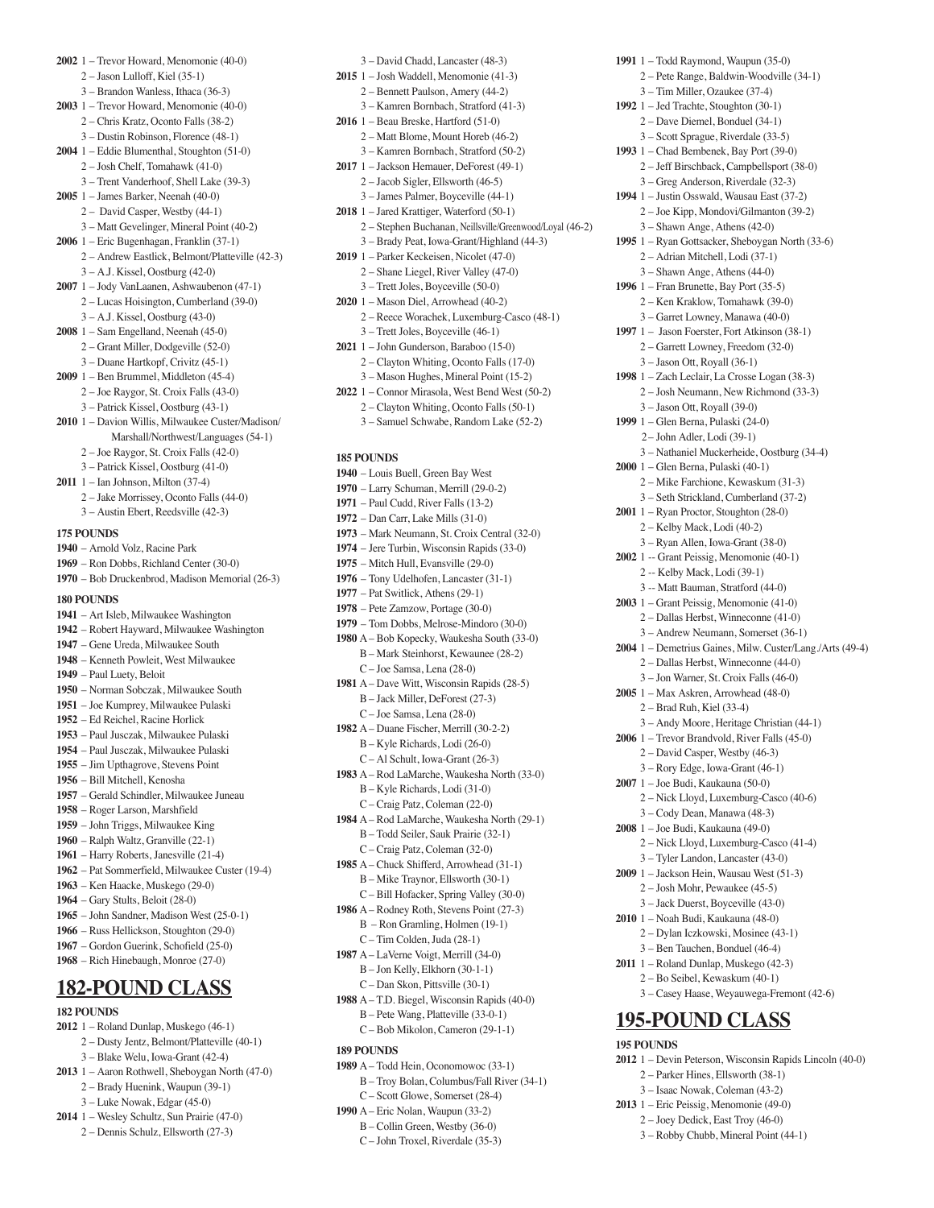**2002** 1 – Trevor Howard, Menomonie (40-0)
2 – Jason Lulloff, Kiel (35-1)
3 – Brandon Wanless, Ithaca (36-3)
**2003** 1 – Trevor Howard, Menomonie (40-0)
2 – Chris Kratz, Oconto Falls (38-2)
3 – Dustin Robinson, Florence (48-1)
**2004** 1 – Eddie Blumenthal, Stoughton (51-0)
2 – Josh Chelf, Tomahawk (41-0)
3 – Trent Vanderhoof, Shell Lake (39-3)
**2005** 1 – James Barker, Neenah (40-0)
2 – David Casper, Westby (44-1)
3 – Matt Gevelinger, Mineral Point (40-2)
**2006** 1 – Eric Bugenhagan, Franklin (37-1)
2 – Andrew Eastlick, Belmont/Platteville (42-3)
3 – A.J. Kissel, Oostburg (42-0)
**2007** 1 – Jody VanLaanen, Ashwaubenon (47-1)
2 – Lucas Hoisington, Cumberland (39-0)
3 – A.J. Kissel, Oostburg (43-0)
**2008** 1 – Sam Engelland, Neenah (45-0)
2 – Grant Miller, Dodgeville (52-0)
3 – Duane Hartkopf, Crivitz (45-1)
**2009** 1 – Ben Brummel, Middleton (45-4)
2 – Joe Raygor, St. Croix Falls (43-0)
3 – Patrick Kissel, Oostburg (43-1)
**2010** 1 – Davion Willis, Milwaukee Custer/Madison/Marshall/Northwest/Languages (54-1)
2 – Joe Raygor, St. Croix Falls (42-0)
3 – Patrick Kissel, Oostburg (41-0)
**2011** 1 – Ian Johnson, Milton (37-4)
2 – Jake Morrissey, Oconto Falls (44-0)
3 – Austin Ebert, Reedsville (42-3)

**175 POUNDS**
**1940** – Arnold Volz, Racine Park
**1969** – Ron Dobbs, Richland Center (30-0)
**1970** – Bob Druckenbrod, Madison Memorial (26-3)

**180 POUNDS**
**1941** – Art Isleb, Milwaukee Washington
**1942** – Robert Hayward, Milwaukee Washington
**1947** – Gene Ureda, Milwaukee South
**1948** – Kenneth Powleit, West Milwaukee
**1949** – Paul Luety, Beloit
**1950** – Norman Sobczak, Milwaukee South
**1951** – Joe Kumprey, Milwaukee Pulaski
**1952** – Ed Reichel, Racine Horlick
**1953** – Paul Jusczak, Milwaukee Pulaski
**1954** – Paul Jusczak, Milwaukee Pulaski
**1955** – Jim Upthagrove, Stevens Point
**1956** – Bill Mitchell, Kenosha
**1957** – Gerald Schindler, Milwaukee Juneau
**1958** – Roger Larson, Marshfield
**1959** – John Triggs, Milwaukee King
**1960** – Ralph Waltz, Granville (22-1)
**1961** – Harry Roberts, Janesville (21-4)
**1962** – Pat Sommerfield, Milwaukee Custer (19-4)
**1963** – Ken Haacke, Muskego (29-0)
**1964** – Gary Stults, Beloit (28-0)
**1965** – John Sandner, Madison West (25-0-1)
**1966** – Russ Hellickson, Stoughton (29-0)
**1967** – Gordon Guerink, Schofield (25-0)
**1968** – Rich Hinebaugh, Monroe (27-0)

## 182-POUND CLASS

**182 POUNDS**
**2012** 1 – Roland Dunlap, Muskego (46-1)
2 – Dusty Jentz, Belmont/Platteville (40-1)
3 – Blake Welu, Iowa-Grant (42-4)
**2013** 1 – Aaron Rothwell, Sheboygan North (47-0)
2 – Brady Huenink, Waupun (39-1)
3 – Luke Nowak, Edgar (45-0)
**2014** 1 – Wesley Schultz, Sun Prairie (47-0)
2 – Dennis Schulz, Ellsworth (27-3)
3 – David Chadd, Lancaster (48-3)
**2015** 1 – Josh Waddell, Menomonie (41-3)
2 – Bennett Paulson, Amery (44-2)
3 – Kamren Bornbach, Stratford (41-3)
**2016** 1 – Beau Breske, Hartford (51-0)
2 – Matt Blome, Mount Horeb (46-2)
3 – Kamren Bornbach, Stratford (50-2)
**2017** 1 – Jackson Hemauer, DeForest (49-1)
2 – Jacob Sigler, Ellsworth (46-5)
3 – James Palmer, Boyceville (44-1)
**2018** 1 – Jared Krattiger, Waterford (50-1)
2 – Stephen Buchanan, Neillsville/Greenwood/Loyal (46-2)
3 – Brady Peat, Iowa-Grant/Highland (44-3)
**2019** 1 – Parker Keckeisen, Nicolet (47-0)
2 – Shane Liegel, River Valley (47-0)
3 – Trett Joles, Boyceville (50-0)
**2020** 1 – Mason Diel, Arrowhead (40-2)
2 – Reece Worachek, Luxemburg-Casco (48-1)
3 – Trett Joles, Boyceville (46-1)
**2021** 1 – John Gunderson, Baraboo (15-0)
2 – Clayton Whiting, Oconto Falls (17-0)
3 – Mason Hughes, Mineral Point (15-2)
**2022** 1 – Connor Mirasola, West Bend West (50-2)
2 – Clayton Whiting, Oconto Falls (50-1)
3 – Samuel Schwabe, Random Lake (52-2)

**185 POUNDS**
**1940** – Louis Buell, Green Bay West
**1970** – Larry Schuman, Merrill (29-0-2)
**1971** – Paul Cudd, River Falls (13-2)
**1972** – Dan Carr, Lake Mills (31-0)
**1973** – Mark Neumann, St. Croix Central (32-0)
**1974** – Jere Turbin, Wisconsin Rapids (33-0)
**1975** – Mitch Hull, Evansville (29-0)
**1976** – Tony Udelhofen, Lancaster (31-1)
**1977** – Pat Switlick, Athens (29-1)
**1978** – Pete Zamzow, Portage (30-0)
**1979** – Tom Dobbs, Melrose-Mindoro (30-0)
**1980** A – Bob Kopecky, Waukesha South (33-0)
B – Mark Steinhorst, Kewaunee (28-2)
C – Joe Samsa, Lena (28-0)
**1981** A – Dave Witt, Wisconsin Rapids (28-5)
B – Jack Miller, DeForest (27-3)
C – Joe Samsa, Lena (28-0)
**1982** A – Duane Fischer, Merrill (30-2-2)
B – Kyle Richards, Lodi (26-0)
C – Al Schult, Iowa-Grant (26-3)
**1983** A – Rod LaMarche, Waukesha North (33-0)
B – Kyle Richards, Lodi (31-0)
C – Craig Patz, Coleman (22-0)
**1984** A – Rod LaMarche, Waukesha North (29-1)
B – Todd Seiler, Sauk Prairie (32-1)
C – Craig Patz, Coleman (32-0)
**1985** A – Chuck Shifferd, Arrowhead (31-1)
B – Mike Traynor, Ellsworth (30-1)
C – Bill Hofacker, Spring Valley (30-0)
**1986** A – Rodney Roth, Stevens Point (27-3)
B – Ron Gramling, Holmen (19-1)
C – Tim Colden, Juda (28-1)
**1987** A – LaVerne Voigt, Merrill (34-0)
B – Jon Kelly, Elkhorn (30-1-1)
C – Dan Skon, Pittsville (30-1)
**1988** A – T.D. Biegel, Wisconsin Rapids (40-0)
B – Pete Wang, Platteville (33-0-1)
C – Bob Mikolon, Cameron (29-1-1)

**189 POUNDS**
**1989** A – Todd Hein, Oconomowoc (33-1)
B – Troy Bolan, Columbus/Fall River (34-1)
C – Scott Glowe, Somerset (28-4)
**1990** A – Eric Nolan, Waupun (33-2)
B – Collin Green, Westby (36-0)
C – John Troxel, Riverdale (35-3)
**1991** 1 – Todd Raymond, Waupun (35-0)
2 – Pete Range, Baldwin-Woodville (34-1)
3 – Tim Miller, Ozaukee (37-4)
**1992** 1 – Jed Trachte, Stoughton (30-1)
2 – Dave Diemel, Bonduel (34-1)
3 – Scott Sprague, Riverdale (33-5)
**1993** 1 – Chad Bembenek, Bay Port (39-0)
2 – Jeff Birschbach, Campbellsport (38-0)
3 – Greg Anderson, Riverdale (32-3)
**1994** 1 – Justin Osswald, Wausau East (37-2)
2 – Joe Kipp, Mondovi/Gilmanton (39-2)
3 – Shawn Ange, Athens (42-0)
**1995** 1 – Ryan Gottsacker, Sheboygan North (33-6)
2 – Adrian Mitchell, Lodi (37-1)
3 – Shawn Ange, Athens (44-0)
**1996** 1 – Fran Brunette, Bay Port (35-5)
2 – Ken Kraklow, Tomahawk (39-0)
3 – Garret Lowney, Manawa (40-0)
**1997** 1 – Jason Foerster, Fort Atkinson (38-1)
2 – Garrett Lowney, Freedom (32-0)
3 – Jason Ott, Royall (36-1)
**1998** 1 – Zach Leclair, La Crosse Logan (38-3)
2 – Josh Neumann, New Richmond (33-3)
3 – Jason Ott, Royall (39-0)
**1999** 1 – Glen Berna, Pulaski (24-0)
2 – John Adler, Lodi (39-1)
3 – Nathaniel Muckerheide, Oostburg (34-4)
**2000** 1 – Glen Berna, Pulaski (40-1)
2 – Mike Farchione, Kewaskum (31-3)
3 – Seth Strickland, Cumberland (37-2)
**2001** 1 – Ryan Proctor, Stoughton (28-0)
2 – Kelby Mack, Lodi (40-2)
3 – Ryan Allen, Iowa-Grant (38-0)
**2002** 1 -- Grant Peissig, Menomonie (40-1)
2 -- Kelby Mack, Lodi (39-1)
3 -- Matt Bauman, Stratford (44-0)
**2003** 1 – Grant Peissig, Menomonie (41-0)
2 – Dallas Herbst, Winneconne (41-0)
3 – Andrew Neumann, Somerset (36-1)
**2004** 1 – Demetrius Gaines, Milw. Custer/Lang./Arts (49-4)
2 – Dallas Herbst, Winneconne (44-0)
3 – Jon Warner, St. Croix Falls (46-0)
**2005** 1 – Max Askren, Arrowhead (48-0)
2 – Brad Ruh, Kiel (33-4)
3 – Andy Moore, Heritage Christian (44-1)
**2006** 1 – Trevor Brandvold, River Falls (45-0)
2 – David Casper, Westby (46-3)
3 – Rory Edge, Iowa-Grant (46-1)
**2007** 1 – Joe Budi, Kaukauna (50-0)
2 – Nick Lloyd, Luxemburg-Casco (40-6)
3 – Cody Dean, Manawa (48-3)
**2008** 1 – Joe Budi, Kaukauna (49-0)
2 – Nick Lloyd, Luxemburg-Casco (41-4)
3 – Tyler Landon, Lancaster (43-0)
**2009** 1 – Jackson Hein, Wausau West (51-3)
2 – Josh Mohr, Pewaukee (45-5)
3 – Jack Duerst, Boyceville (43-0)
**2010** 1 – Noah Budi, Kaukauna (48-0)
2 – Dylan Iczkowski, Mosinee (43-1)
3 – Ben Tauchen, Bonduel (46-4)
**2011** 1 – Roland Dunlap, Muskego (42-3)
2 – Bo Seibel, Kewaskum (40-1)
3 – Casey Haase, Weyauwega-Fremont (42-6)

## 195-POUND CLASS

**195 POUNDS**
**2012** 1 – Devin Peterson, Wisconsin Rapids Lincoln (40-0)
2 – Parker Hines, Ellsworth (38-1)
3 – Isaac Nowak, Coleman (43-2)
**2013** 1 – Eric Peissig, Menomonie (49-0)
2 – Joey Dedick, East Troy (46-0)
3 – Robby Chubb, Mineral Point (44-1)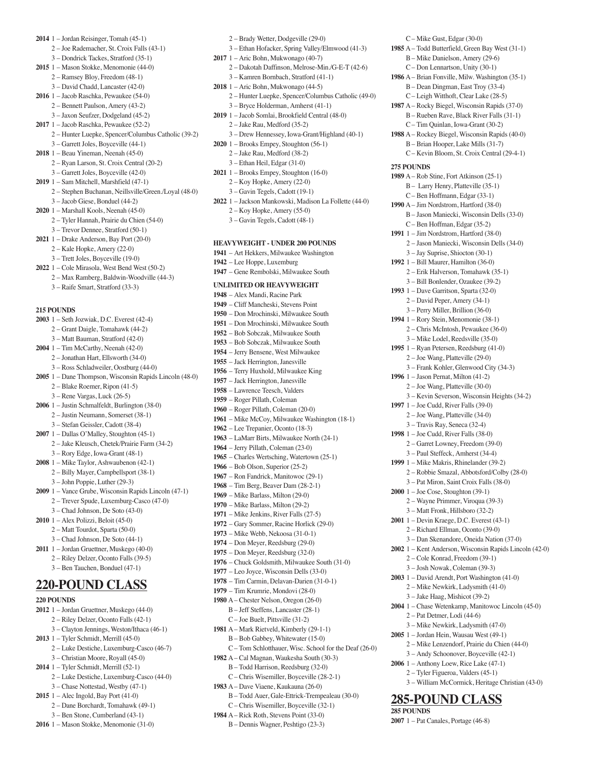**2014** 1 – Jordan Reisinger, Tomah (45-1)
2 – Joe Rademacher, St. Croix Falls (43-1)
3 – Dondrick Tackes, Stratford (35-1)

**2015** 1 – Mason Stokke, Menomonie (44-0)
2 – Ramsey Bloy, Freedom (48-1)
3 – David Chadd, Lancaster (42-0)

**2016** 1 – Jacob Raschka, Pewaukee (54-0)
2 – Bennett Paulson, Amery (43-2)
3 – Jaxon Seufzer, Dodgeland (45-2)

**2017** 1 – Jacob Raschka, Pewaukee (52-2)
2 – Hunter Luepke, Spencer/Columbus Catholic (39-2)
3 – Garrett Joles, Boyceville (44-1)

**2018** 1 – Beau Yineman, Neenah (45-0)
2 – Ryan Larson, St. Croix Central (20-2)
3 – Garrett Joles, Boyceville (42-0)

**2019** 1 – Sam Mitchell, Marshfield (47-1)
2 – Stephen Buchanan, Neillsville/Green./Loyal (48-0)
3 – Jacob Giese, Bonduel (44-2)

**2020** 1 – Marshall Kools, Neenah (45-0)
2 – Tyler Hannah, Prairie du Chien (54-0)
3 – Trevor Dennee, Stratford (50-1)

**2021** 1 – Drake Anderson, Bay Port (20-0)
2 – Kale Hopke, Amery (22-0)
3 – Trett Joles, Boyceville (19-0)

**2022** 1 – Cole Mirasola, West Bend West (50-2)
2 – Max Ramberg, Baldwin-Woodville (44-3)
3 – Raife Smart, Stratford (33-3)

**215 POUNDS**

**2003** 1 – Seth Jozwiak, D.C. Everest (42-4)
2 – Grant Daigle, Tomahawk (44-2)
3 – Matt Bauman, Stratford (42-0)

**2004** 1 – Tim McCarthy, Neenah (42-0)
2 – Jonathan Hart, Ellsworth (34-0)
3 – Ross Schladweiler, Oostburg (44-0)

**2005** 1 – Dane Thompson, Wisconsin Rapids Lincoln (48-0)
2 – Blake Roemer, Ripon (41-5)
3 – Rene Vargas, Luck (26-5)

**2006** 1 – Justin Schmalfeldt, Burlington (38-0)
2 – Justin Neumann, Somerset (38-1)
3 – Stefan Geissler, Cadott (38-4)

**2007** 1 – Dallas O'Malley, Stoughton (45-1)
2 – Jake Kleusch, Chetek/Prairie Farm (34-2)
3 – Rory Edge, Iowa-Grant (48-1)

**2008** 1 – Mike Taylor, Ashwaubenon (42-1)
2 – Billy Mayer, Campbellsport (38-1)
3 – John Poppie, Luther (29-3)

**2009** 1 – Vance Grube, Wisconsin Rapids Lincoln (47-1)
2 – Trever Spude, Luxemburg-Casco (47-0)
3 – Chad Johnson, De Soto (43-0)

**2010** 1 – Alex Polizzi, Beloit (45-0)
2 – Matt Tourdot, Sparta (50-0)
3 – Chad Johnson, De Soto (44-1)

**2011** 1 – Jordan Gruettner, Muskego (40-0)
2 – Riley Delzer, Oconto Falls (39-5)
3 – Ben Tauchen, Bonduel (47-1)

## 220-POUND CLASS

**220 POUNDS**

**2012** 1 – Jordan Gruettner, Muskego (44-0)
2 – Riley Delzer, Oconto Falls (42-1)
3 – Clayton Jennings, Weston/Ithaca (46-1)

**2013** 1 – Tyler Schmidt, Merrill (45-0)
2 – Luke Destiche, Luxemburg-Casco (46-7)
3 – Christian Moore, Royall (45-0)

**2014** 1 – Tyler Schmidt, Merrill (52-1)
2 – Luke Destiche, Luxemburg-Casco (44-0)
3 – Chase Nottestad, Westby (47-1)

**2015** 1 – Alec Ingold, Bay Port (41-0)
2 – Dane Borchardt, Tomahawk (49-1)
3 – Ben Stone, Cumberland (43-1)

**2016** 1 – Mason Stokke, Menomonie (31-0)
2 – Brady Wetter, Dodgeville (29-0)
3 – Ethan Hofacker, Spring Valley/Elmwood (41-3)

**2017** 1 – Aric Bohn, Mukwonago (40-7)
2 – Dakotah Daffinson, Melrose-Min./G-E-T (42-6)
3 – Kamren Bornbach, Stratford (41-1)

**2018** 1 – Aric Bohn, Mukwonago (44-5)
2 – Hunter Luepke, Spencer/Columbus Catholic (49-0)
3 – Bryce Holderman, Amherst (41-1)

**2019** 1 – Jacob Somlai, Brookfield Central (48-0)
2 – Jake Rau, Medford (35-2)
3 – Drew Hennessey, Iowa-Grant/Highland (40-1)

**2020** 1 – Brooks Empey, Stoughton (56-1)
2 – Jake Rau, Medford (38-2)
3 – Ethan Heil, Edgar (31-0)

**2021** 1 – Brooks Empey, Stoughton (16-0)
2 – Koy Hopke, Amery (22-0)
3 – Gavin Tegels, Cadott (19-1)

**2022** 1 – Jackson Mankowski, Madison La Follette (44-0)
2 – Koy Hopke, Amery (55-0)
3 – Gavin Tegels, Cadott (48-1)

**HEAVYWEIGHT - UNDER 200 POUNDS**

**1941** – Art Hekkers, Milwaukee Washington
**1942** – Lee Hoppe, Luxemburg
**1947** – Gene Rembolski, Milwaukee South

**UNLIMITED OR HEAVYWEIGHT**

**1948** – Alex Mandi, Racine Park
**1949** – Cliff Mancheski, Stevens Point
**1950** – Don Mrochinski, Milwaukee South
**1951** – Don Mrochinski, Milwaukee South
**1952** – Bob Sobczak, Milwaukee South
**1953** – Bob Sobczak, Milwaukee South
**1954** – Jerry Bensene, West Milwaukee
**1955** – Jack Herrington, Janesville
**1956** – Terry Huxhold, Milwaukee King
**1957** – Jack Herrington, Janesville
**1958** – Lawrence Teesch, Valders
**1959** – Roger Pillath, Coleman
**1960** – Roger Pillath, Coleman (20-0)
**1961** – Mike McCoy, Milwaukee Washington (18-1)
**1962** – Lee Trepanier, Oconto (18-3)
**1963** – LaMarr Birts, Milwaukee North (24-1)
**1964** – Jerry Pillath, Coleman (23-0)
**1965** – Charles Wertsching, Watertown (25-1)
**1966** – Bob Olson, Superior (25-2)
**1967** – Ron Fandrick, Manitowoc (29-1)
**1968** – Tim Berg, Beaver Dam (28-2-1)
**1969** – Mike Barlass, Milton (29-0)
**1970** – Mike Barlass, Milton (29-2)
**1971** – Mike Jenkins, River Falls (27-5)
**1972** – Gary Sommer, Racine Horlick (29-0)
**1973** – Mike Webb, Nekoosa (31-0-1)
**1974** – Don Meyer, Reedsburg (29-0)
**1975** – Don Meyer, Reedsburg (32-0)
**1976** – Chuck Goldsmith, Milwaukee South (31-0)
**1977** – Leo Joyce, Wisconsin Dells (33-0)
**1978** – Tim Carmin, Delavan-Darien (31-0-1)
**1979** – Tim Krumrie, Mondovi (28-0)

**1980** A – Chester Nelson, Oregon (26-0)
B – Jeff Steffens, Lancaster (28-1)
C – Joe Buelt, Pittsville (31-2)

**1981** A – Mark Rietveld, Kimberly (29-1-1)
B – Bob Gabbey, Whitewater (15-0)
C – Tom Schlotthauer, Wisc. School for the Deaf (26-0)

**1982** A – Cal Magnan, Waukesha South (30-3)
B – Todd Harrison, Reedsburg (32-0)
C – Chris Wisemiller, Boyceville (28-2-1)

**1983** A – Dave Viaene, Kaukauna (26-0)
B – Todd Auer, Gale-Ettrick-Trempealeau (30-0)
C – Chris Wisemiller, Boyceville (32-1)

**1984** A – Rick Roth, Stevens Point (33-0)
B – Dennis Wagner, Peshtigo (23-3)
C – Mike Gust, Edgar (30-0)

**1985** A – Todd Butterfield, Green Bay West (31-1)
B – Mike Danielson, Amery (29-6)
C – Don Lennartson, Unity (30-1)

**1986** A – Brian Fonville, Milw. Washington (35-1)
B – Dean Dingman, East Troy (33-4)
C – Leigh Witthoft, Clear Lake (28-5)

**1987** A – Rocky Biegel, Wisconsin Rapids (37-0)
B – Rueben Rave, Black River Falls (31-1)
C – Tim Quinlan, Iowa-Grant (30-2)

**1988** A – Rockey Biegel, Wisconsin Rapids (40-0)
B – Brian Hooper, Lake Mills (31-7)
C – Kevin Bloom, St. Croix Central (29-4-1)

**275 POUNDS**

**1989** A – Rob Stine, Fort Atkinson (25-1)
B – Larry Henry, Platteville (35-1)
C – Ben Hoffmann, Edgar (33-1)

**1990** A – Jim Nordstrom, Hartford (38-0)
B – Jason Maniecki, Wisconsin Dells (33-0)
C – Ben Hoffman, Edgar (35-2)

**1991** 1 – Jim Nordstrom, Hartford (38-0)
2 – Jason Maniecki, Wisconsin Dells (34-0)
3 – Jay Suprise, Shiocton (30-1)

**1992** 1 – Bill Maurer, Hamilton (36-0)
2 – Erik Halverson, Tomahawk (35-1)
3 – Bill Bonlender, Ozaukee (39-2)

**1993** 1 – Dave Garritson, Sparta (32-0)
2 – David Peper, Amery (34-1)
3 – Perry Miller, Brillion (36-0)

**1994** 1 – Rory Stein, Menomonie (38-1)
2 – Chris McIntosh, Pewaukee (36-0)
3 – Mike Lodel, Reedsville (35-0)

**1995** 1 – Ryan Petersen, Reedsburg (41-0)
2 – Joe Wang, Platteville (29-0)
3 – Frank Kohler, Glenwood City (34-3)

**1996** 1 – Jason Pernat, Milton (41-2)
2 – Joe Wang, Platteville (30-0)
3 – Kevin Severson, Wisconsin Heights (34-2)

**1997** 1 – Joe Cudd, River Falls (39-0)
2 – Joe Wang, Platteville (34-0)
3 – Travis Ray, Seneca (32-4)

**1998** 1 – Joe Cudd, River Falls (38-0)
2 – Garret Lowney, Freedom (39-0)
3 – Paul Steffeck, Amherst (34-4)

**1999** 1 – Mike Makris, Rhinelander (39-2)
2 – Robbie Smazal, Abbotsford/Colby (28-0)
3 – Pat Miron, Saint Croix Falls (38-0)

**2000** 1 – Joe Cose, Stoughton (39-1)
2 – Wayne Primmer, Viroqua (39-3)
3 – Matt Fronk, Hillsboro (32-2)

**2001** 1 – Devin Kraege, D.C. Everest (43-1)
2 – Richard Ellman, Oconto (39-0)
3 – Dan Skenandore, Oneida Nation (37-0)

**2002** 1 – Kent Anderson, Wisconsin Rapids Lincoln (42-0)
2 – Cole Konrad, Freedom (39-1)
3 – Josh Nowak, Coleman (39-3)

**2003** 1 – David Arendt, Port Washington (41-0)
2 – Mike Newkirk, Ladysmith (41-0)
3 – Jake Haag, Mishicot (39-2)

**2004** 1 – Chase Wetenkamp, Manitowoc Lincoln (45-0)
2 – Pat Detmer, Lodi (44-6)
3 – Mike Newkirk, Ladysmith (47-0)

**2005** 1 – Jordan Hein, Wausau West (49-1)
2 – Mike Lenzendorf, Prairie du Chien (44-0)
3 – Andy Schoonover, Boyceville (42-1)

**2006** 1 – Anthony Loew, Rice Lake (47-1)
2 – Tyler Figueroa, Valders (45-1)
3 – William McCormick, Heritage Christian (43-0)

## 285-POUND CLASS

**285 POUNDS**

**2007** 1 – Pat Canales, Portage (46-8)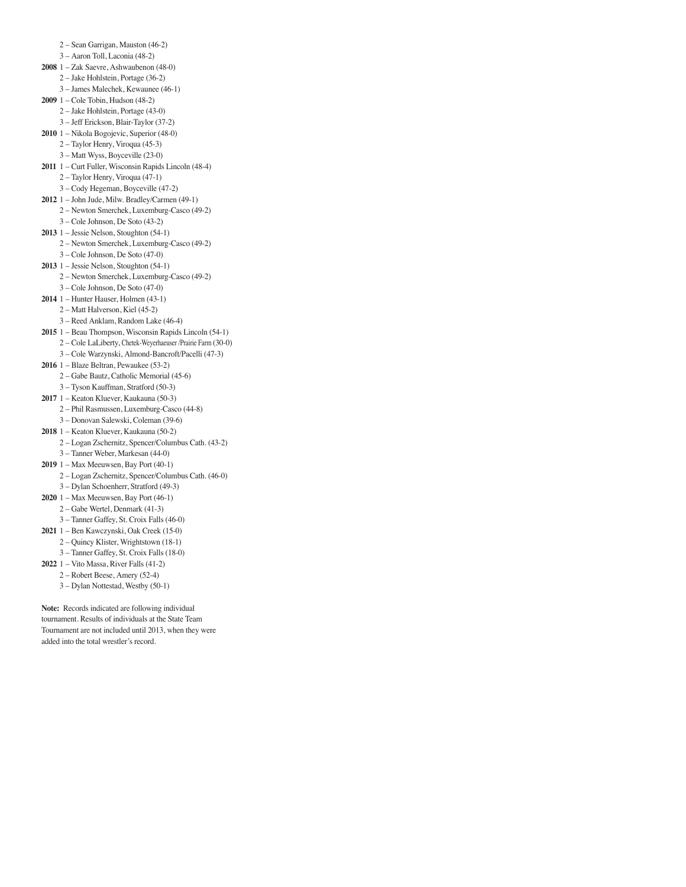2 – Sean Garrigan, Mauston (46-2)
3 – Aaron Toll, Laconia (48-2)

**2008** 1 – Zak Saevre, Ashwaubenon (48-0)
2 – Jake Hohlstein, Portage (36-2)
3 – James Malechek, Kewaunee (46-1)

**2009** 1 – Cole Tobin, Hudson (48-2)
2 – Jake Hohlstein, Portage (43-0)
3 – Jeff Erickson, Blair-Taylor (37-2)

**2010** 1 – Nikola Bogojevic, Superior (48-0)
2 – Taylor Henry, Viroqua (45-3)
3 – Matt Wyss, Boyceville (23-0)

**2011** 1 – Curt Fuller, Wisconsin Rapids Lincoln (48-4)
2 – Taylor Henry, Viroqua (47-1)
3 – Cody Hegeman, Boyceville (47-2)

**2012** 1 – John Jude, Milw. Bradley/Carmen (49-1)
2 – Newton Smerchek, Luxemburg-Casco (49-2)
3 – Cole Johnson, De Soto (43-2)

**2013** 1 – Jessie Nelson, Stoughton (54-1)
2 – Newton Smerchek, Luxemburg-Casco (49-2)
3 – Cole Johnson, De Soto (47-0)

**2013** 1 – Jessie Nelson, Stoughton (54-1)
2 – Newton Smerchek, Luxemburg-Casco (49-2)
3 – Cole Johnson, De Soto (47-0)

**2014** 1 – Hunter Hauser, Holmen (43-1)
2 – Matt Halverson, Kiel (45-2)
3 – Reed Anklam, Random Lake (46-4)

**2015** 1 – Beau Thompson, Wisconsin Rapids Lincoln (54-1)
2 – Cole LaLiberty, Chetek-Weyerhaeuser /Prairie Farm (30-0)
3 – Cole Warzynski, Almond-Bancroft/Pacelli (47-3)

**2016** 1 – Blaze Beltran, Pewaukee (53-2)
2 – Gabe Bautz, Catholic Memorial (45-6)
3 – Tyson Kauffman, Stratford (50-3)

**2017** 1 – Keaton Kluever, Kaukauna (50-3)
2 – Phil Rasmussen, Luxemburg-Casco (44-8)
3 – Donovan Salewski, Coleman (39-6)

**2018** 1 – Keaton Kluever, Kaukauna (50-2)
2 – Logan Zschernitz, Spencer/Columbus Cath. (43-2)
3 – Tanner Weber, Markesan (44-0)

**2019** 1 – Max Meeuwsen, Bay Port (40-1)
2 – Logan Zschernitz, Spencer/Columbus Cath. (46-0)
3 – Dylan Schoenherr, Stratford (49-3)

**2020** 1 – Max Meeuwsen, Bay Port (46-1)
2 – Gabe Wertel, Denmark (41-3)
3 – Tanner Gaffey, St. Croix Falls (46-0)

**2021** 1 – Ben Kawczynski, Oak Creek (15-0)
2 – Quincy Klister, Wrightstown (18-1)
3 – Tanner Gaffey, St. Croix Falls (18-0)

**2022** 1 – Vito Massa, River Falls (41-2)
2 – Robert Beese, Amery (52-4)
3 – Dylan Nottestad, Westby (50-1)

**Note:** Records indicated are following individual tournament. Results of individuals at the State Team Tournament are not included until 2013, when they were added into the total wrestler's record.